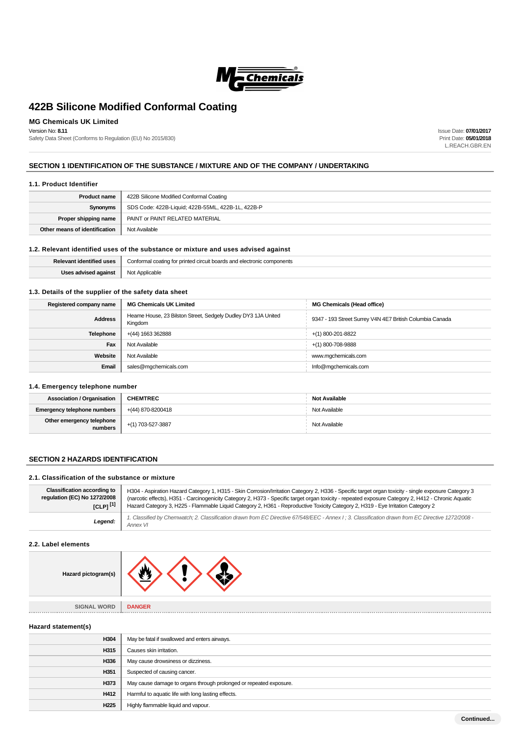# 422B Silicone Modified Conformal Coating

**MG Chemicals UK Limited**

Version No: **8.11**
Safety Data Sheet (Conforms to Regulation (EU) No 2015/830)

Issue Date: **07/01/2017**
Print Date: **05/01/2018**
L.REACH.GBR.EN

## SECTION 1 IDENTIFICATION OF THE SUBSTANCE / MIXTURE AND OF THE COMPANY / UNDERTAKING

### 1.1. Product Identifier

| | |
|---|---|
| **Product name** | 422B Silicone Modified Conformal Coating |
| **Synonyms** | SDS Code: 422B-Liquid; 422B-55ML, 422B-1L, 422B-P |
| **Proper shipping name** | PAINT or PAINT RELATED MATERIAL |
| **Other means of identification** | Not Available |

### 1.2. Relevant identified uses of the substance or mixture and uses advised against

| | |
|---|---|
| **Relevant identified uses** | Conformal coating for printed circuit boards and electronic components |
| **Uses advised against** | Not Applicable |

### 1.3. Details of the supplier of the safety data sheet

| | | |
|---|---|---|
| **Registered company name** | **MG Chemicals UK Limited** | **MG Chemicals (Head office)** |
| **Address** | Heame House, 23 Bilston Street, Sedgely Dudley DY3 1JA United Kingdom | 9347 - 193 Street Surrey V4N 4E7 British Columbia Canada |
| **Telephone** | +(44) 1663 362888 | +(1) 800-201-8822 |
| **Fax** | Not Available | +(1) 800-708-9888 |
| **Website** | Not Available | www.mgchemicals.com |
| **Email** | sales@mgchemicals.com | Info@mgchemicals.com |

### 1.4. Emergency telephone number

| | | |
|---|---|---|
| **Association / Organisation** | **CHEMTREC** | **Not Available** |
| **Emergency telephone numbers** | +(44) 870-8200418 | Not Available |
| **Other emergency telephone numbers** | +(1) 703-527-3887 | Not Available |

## SECTION 2 HAZARDS IDENTIFICATION

### 2.1. Classification of the substance or mixture

| | |
|---|---|
| **Classification according to regulation (EC) No 1272/2008 [CLP] [1]** | H304 - Aspiration Hazard Category 1, H315 - Skin Corrosion/Irritation Category 2, H336 - Specific target organ toxicity - single exposure Category 3 (narcotic effects), H351 - Carcinogenicity Category 2, H373 - Specific target organ toxicity - repeated exposure Category 2, H412 - Chronic Aquatic Hazard Category 3, H225 - Flammable Liquid Category 2, H361 - Reproductive Toxicity Category 2, H319 - Eye Irritation Category 2 |
| ***Legend:*** | *1. Classified by Chemwatch; 2. Classification drawn from EC Directive 67/548/EEC - Annex I ; 3. Classification drawn from EC Directive 1272/2008 - Annex VI* |

### 2.2. Label elements

| | |
|---|---|
| **Hazard pictogram(s)** | |
| SIGNAL WORD | **DANGER** |

### Hazard statement(s)

| | |
|---|---|
| **H304** | May be fatal if swallowed and enters airways. |
| **H315** | Causes skin irritation. |
| **H336** | May cause drowsiness or dizziness. |
| **H351** | Suspected of causing cancer. |
| **H373** | May cause damage to organs through prolonged or repeated exposure. |
| **H412** | Harmful to aquatic life with long lasting effects. |
| **H225** | Highly flammable liquid and vapour. |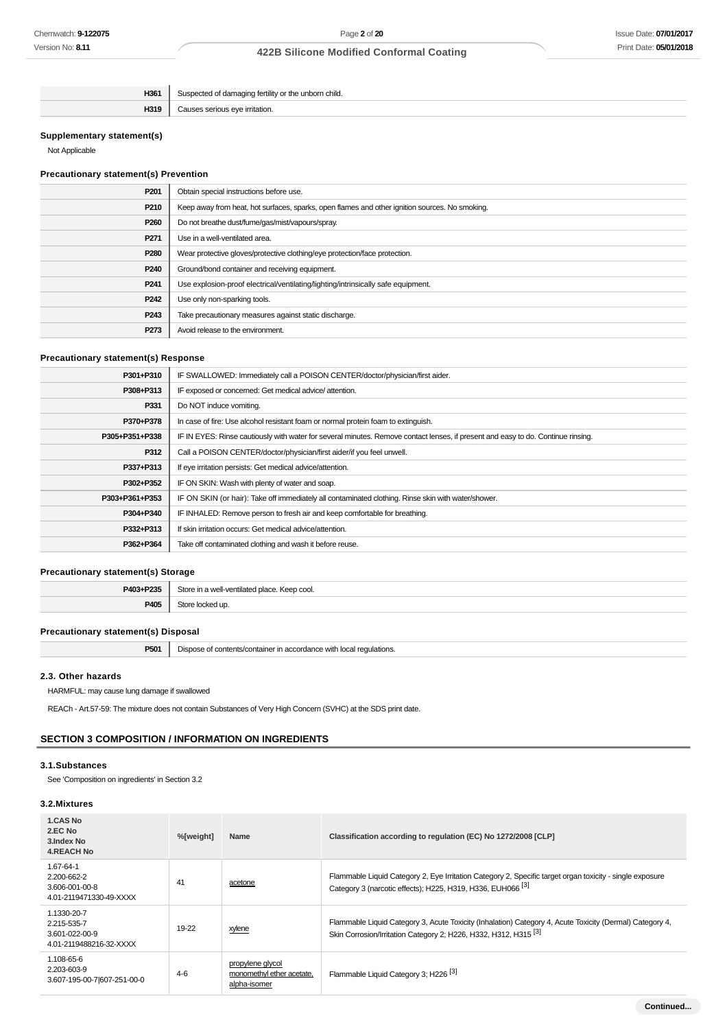| | |
|---|---|
| H361 | Suspected of damaging fertility or the unborn child. |
| H319 | Causes serious eye irritation. |

### Supplementary statement(s)

Not Applicable

### Precautionary statement(s) Prevention

| | |
|---|---|
| P201 | Obtain special instructions before use. |
| P210 | Keep away from heat, hot surfaces, sparks, open flames and other ignition sources. No smoking. |
| P260 | Do not breathe dust/fume/gas/mist/vapours/spray. |
| P271 | Use in a well-ventilated area. |
| P280 | Wear protective gloves/protective clothing/eye protection/face protection. |
| P240 | Ground/bond container and receiving equipment. |
| P241 | Use explosion-proof electrical/ventilating/lighting/intrinsically safe equipment. |
| P242 | Use only non-sparking tools. |
| P243 | Take precautionary measures against static discharge. |
| P273 | Avoid release to the environment. |

### Precautionary statement(s) Response

| | |
|---|---|
| P301+P310 | IF SWALLOWED: Immediately call a POISON CENTER/doctor/physician/first aider. |
| P308+P313 | IF exposed or concerned: Get medical advice/ attention. |
| P331 | Do NOT induce vomiting. |
| P370+P378 | In case of fire: Use alcohol resistant foam or normal protein foam to extinguish. |
| P305+P351+P338 | IF IN EYES: Rinse cautiously with water for several minutes. Remove contact lenses, if present and easy to do. Continue rinsing. |
| P312 | Call a POISON CENTER/doctor/physician/first aider/if you feel unwell. |
| P337+P313 | If eye irritation persists: Get medical advice/attention. |
| P302+P352 | IF ON SKIN: Wash with plenty of water and soap. |
| P303+P361+P353 | IF ON SKIN (or hair): Take off immediately all contaminated clothing. Rinse skin with water/shower. |
| P304+P340 | IF INHALED: Remove person to fresh air and keep comfortable for breathing. |
| P332+P313 | If skin irritation occurs: Get medical advice/attention. |
| P362+P364 | Take off contaminated clothing and wash it before reuse. |

### Precautionary statement(s) Storage

| | |
|---|---|
| P403+P235 | Store in a well-ventilated place. Keep cool. |
| P405 | Store locked up. |

### Precautionary statement(s) Disposal

| | |
|---|---|
| P501 | Dispose of contents/container in accordance with local regulations. |

### 2.3. Other hazards

HARMFUL: may cause lung damage if swallowed

REACh - Art.57-59: The mixture does not contain Substances of Very High Concern (SVHC) at the SDS print date.

## SECTION 3 COMPOSITION / INFORMATION ON INGREDIENTS

### 3.1.Substances

See 'Composition on ingredients' in Section 3.2

### 3.2.Mixtures

| 1.CAS No<br>2.EC No<br>3.Index No<br>4.REACH No | %[weight] | Name | Classification according to regulation (EC) No 1272/2008 [CLP] |
|---|---|---|---|
| 1.67-64-1<br>2.200-662-2<br>3.606-001-00-8<br>4.01-2119471330-49-XXXX | 41 | acetone | Flammable Liquid Category 2, Eye Irritation Category 2, Specific target organ toxicity - single exposure Category 3 (narcotic effects); H225, H319, H336, EUH066 [3] |
| 1.1330-20-7<br>2.215-535-7<br>3.601-022-00-9<br>4.01-2119488216-32-XXXX | 19-22 | xylene | Flammable Liquid Category 3, Acute Toxicity (Inhalation) Category 4, Acute Toxicity (Dermal) Category 4, Skin Corrosion/Irritation Category 2; H226, H332, H312, H315 [3] |
| 1.108-65-6<br>2.203-603-9<br>3.607-195-00-7\|607-251-00-0 | 4-6 | propylene glycol monomethyl ether acetate, alpha-isomer | Flammable Liquid Category 3; H226 [3] |

Continued...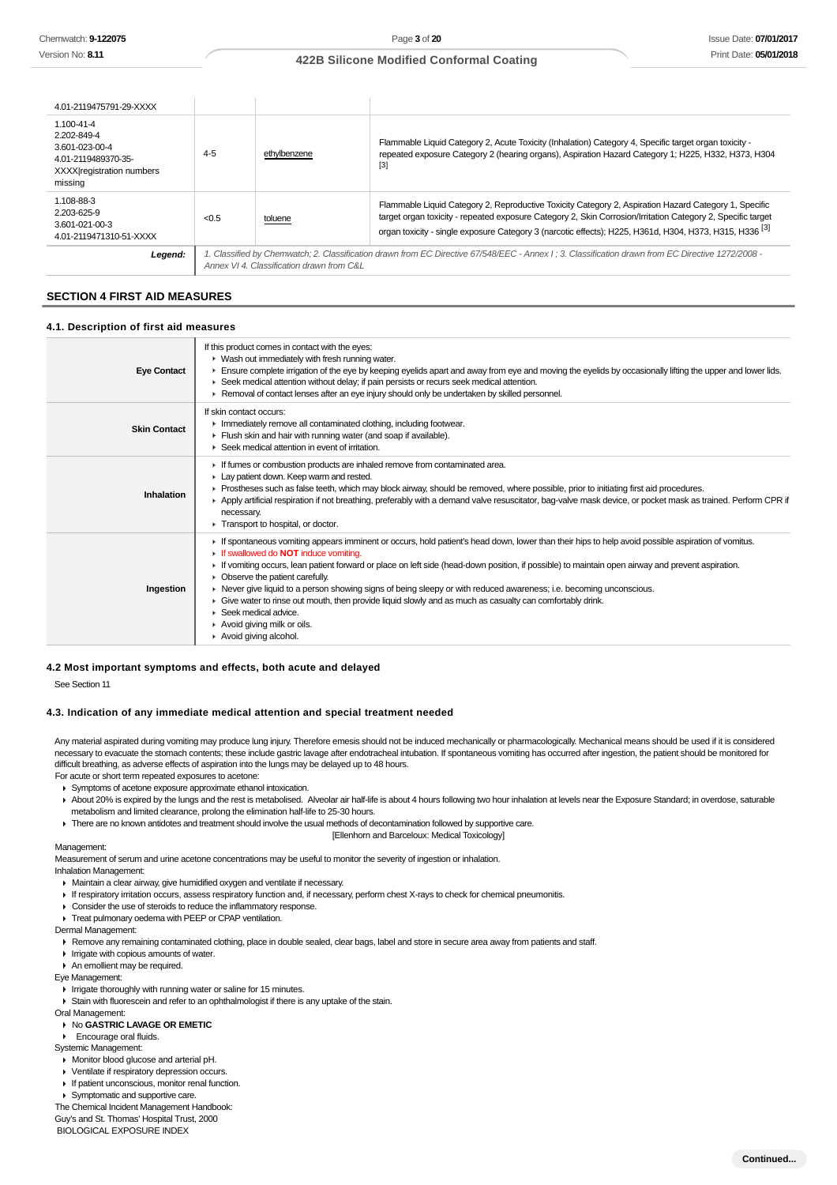| | | | |
|---|---|---|---|
| 4.01-2119475791-29-XXXX | | | |
| 1.100-41-4<br>2.202-849-4<br>3.601-023-00-4<br>4.01-2119489370-35-XXXX\|registration numbers missing | 4-5 | ethylbenzene | Flammable Liquid Category 2, Acute Toxicity (Inhalation) Category 4, Specific target organ toxicity - repeated exposure Category 2 (hearing organs), Aspiration Hazard Category 1; H225, H332, H373, H304 [3] |
| 1.108-88-3<br>2.203-625-9<br>3.601-021-00-3<br>4.01-2119471310-51-XXXX | <0.5 | toluene | Flammable Liquid Category 2, Reproductive Toxicity Category 2, Aspiration Hazard Category 1, Specific target organ toxicity - repeated exposure Category 2, Skin Corrosion/Irritation Category 2, Specific target organ toxicity - single exposure Category 3 (narcotic effects); H225, H361d, H304, H373, H315, H336 [3] |
| **Legend:** | *1. Classified by Chemwatch; 2. Classification drawn from EC Directive 67/548/EEC - Annex I ; 3. Classification drawn from EC Directive 1272/2008 - Annex VI 4. Classification drawn from C&L* | | |

## SECTION 4 FIRST AID MEASURES

### 4.1. Description of first aid measures

| | |
|---|---|
| **Eye Contact** | If this product comes in contact with the eyes:<br>▸ Wash out immediately with fresh running water.<br>▸ Ensure complete irrigation of the eye by keeping eyelids apart and away from eye and moving the eyelids by occasionally lifting the upper and lower lids.<br>▸ Seek medical attention without delay; if pain persists or recurs seek medical attention.<br>▸ Removal of contact lenses after an eye injury should only be undertaken by skilled personnel. |
| **Skin Contact** | If skin contact occurs:<br>▸ Immediately remove all contaminated clothing, including footwear.<br>▸ Flush skin and hair with running water (and soap if available).<br>▸ Seek medical attention in event of irritation. |
| **Inhalation** | ▸ If fumes or combustion products are inhaled remove from contaminated area.<br>▸ Lay patient down. Keep warm and rested.<br>▸ Prostheses such as false teeth, which may block airway, should be removed, where possible, prior to initiating first aid procedures.<br>▸ Apply artificial respiration if not breathing, preferably with a demand valve resuscitator, bag-valve mask device, or pocket mask as trained. Perform CPR if necessary.<br>▸ Transport to hospital, or doctor. |
| **Ingestion** | ▸ If spontaneous vomiting appears imminent or occurs, hold patient's head down, lower than their hips to help avoid possible aspiration of vomitus.<br>▸ If swallowed do **NOT** induce vomiting.<br>▸ If vomiting occurs, lean patient forward or place on left side (head-down position, if possible) to maintain open airway and prevent aspiration.<br>▸ Observe the patient carefully.<br>▸ Never give liquid to a person showing signs of being sleepy or with reduced awareness; i.e. becoming unconscious.<br>▸ Give water to rinse out mouth, then provide liquid slowly and as much as casualty can comfortably drink.<br>▸ Seek medical advice.<br>▸ Avoid giving milk or oils.<br>▸ Avoid giving alcohol. |

### 4.2 Most important symptoms and effects, both acute and delayed

See Section 11

### 4.3. Indication of any immediate medical attention and special treatment needed

Any material aspirated during vomiting may produce lung injury. Therefore emesis should not be induced mechanically or pharmacologically. Mechanical means should be used if it is considered necessary to evacuate the stomach contents; these include gastric lavage after endotracheal intubation. If spontaneous vomiting has occurred after ingestion, the patient should be monitored for difficult breathing, as adverse effects of aspiration into the lungs may be delayed up to 48 hours.

For acute or short term repeated exposures to acetone:

- Symptoms of acetone exposure approximate ethanol intoxication.
- About 20% is expired by the lungs and the rest is metabolised. Alveolar air half-life is about 4 hours following two hour inhalation at levels near the Exposure Standard; in overdose, saturable metabolism and limited clearance, prolong the elimination half-life to 25-30 hours.
- There are no known antidotes and treatment should involve the usual methods of decontamination followed by supportive care.

[Ellenhorn and Barceloux: Medical Toxicology]

Management:

Measurement of serum and urine acetone concentrations may be useful to monitor the severity of ingestion or inhalation.

Inhalation Management:

- Maintain a clear airway, give humidified oxygen and ventilate if necessary.
- If respiratory irritation occurs, assess respiratory function and, if necessary, perform chest X-rays to check for chemical pneumonitis.
- Consider the use of steroids to reduce the inflammatory response.
- Treat pulmonary oedema with PEEP or CPAP ventilation.

Dermal Management:

- Remove any remaining contaminated clothing, place in double sealed, clear bags, label and store in secure area away from patients and staff.
- Irrigate with copious amounts of water.
- An emollient may be required.

Eye Management:

- Irrigate thoroughly with running water or saline for 15 minutes.
- Stain with fluorescein and refer to an ophthalmologist if there is any uptake of the stain.

Oral Management:

- No **GASTRIC LAVAGE OR EMETIC**
- Encourage oral fluids.

Systemic Management:

- Monitor blood glucose and arterial pH.
- Ventilate if respiratory depression occurs.
- If patient unconscious, monitor renal function.
- Symptomatic and supportive care.

The Chemical Incident Management Handbook:
Guy's and St. Thomas' Hospital Trust, 2000
BIOLOGICAL EXPOSURE INDEX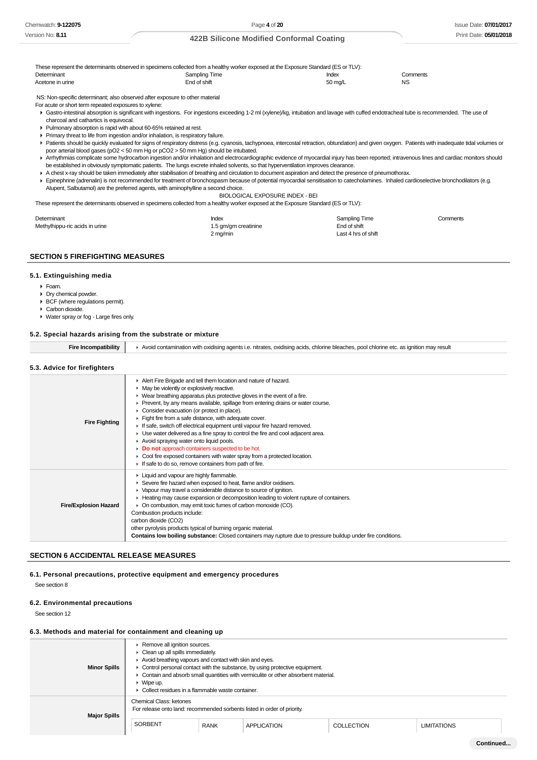These represent the determinants observed in specimens collected from a healthy worker exposed at the Exposure Standard (ES or TLV):

| Determinant | Sampling Time | Index | Comments |
|---|---|---|---|
| Acetone in urine | End of shift | 50 mg/L | NS |

NS: Non-specific determinant; also observed after exposure to other material

For acute or short term repeated exposures to xylene:

- Gastro-intestinal absorption is significant with ingestions. For ingestions exceeding 1-2 ml (xylene)/kg, intubation and lavage with cuffed endotracheal tube is recommended. The use of charcoal and cathartics is equivocal.
- Pulmonary absorption is rapid with about 60-65% retained at rest.
- Primary threat to life from ingestion and/or inhalation, is respiratory failure.
- Patients should be quickly evaluated for signs of respiratory distress (e.g. cyanosis, tachypnoea, intercostal retraction, obtundation) and given oxygen. Patients with inadequate tidal volumes or poor arterial blood gases ($pO_2$ < 50 mm Hg or $pCO_2$ > 50 mm Hg) should be intubated.
- Arrhythmias complicate some hydrocarbon ingestion and/or inhalation and electrocardiographic evidence of myocardial injury has been reported; intravenous lines and cardiac monitors should be established in obviously symptomatic patients. The lungs excrete inhaled solvents, so that hyperventilation improves clearance.
- A chest x-ray should be taken immediately after stabilisation of breathing and circulation to document aspiration and detect the presence of pneumothorax.
- Epinephrine (adrenalin) is not recommended for treatment of bronchospasm because of potential myocardial sensitisation to catecholamines. Inhaled cardioselective bronchodilators (e.g. Alupent, Salbutamol) are the preferred agents, with aminophylline a second choice.

BIOLOGICAL EXPOSURE INDEX - BEI

These represent the determinants observed in specimens collected from a healthy worker exposed at the Exposure Standard (ES or TLV):

| Determinant | Index | Sampling Time | Comments |
|---|---|---|---|
| Methylhippu-ric acids in urine | 1.5 gm/gm creatinine | End of shift | |
| | 2 mg/min | Last 4 hrs of shift | |

## SECTION 5 FIREFIGHTING MEASURES

### 5.1. Extinguishing media

- Foam.
- Dry chemical powder.
- BCF (where regulations permit).
- Carbon dioxide.
- Water spray or fog - Large fires only.

### 5.2. Special hazards arising from the substrate or mixture

| Fire Incompatibility | Avoid contamination with oxidising agents i.e. nitrates, oxidising acids, chlorine bleaches, pool chlorine etc. as ignition may result |
|---|---|

### 5.3. Advice for firefighters

| | |
|---|---|
| **Fire Fighting** | ▸ Alert Fire Brigade and tell them location and nature of hazard.<br>▸ May be violently or explosively reactive.<br>▸ Wear breathing apparatus plus protective gloves in the event of a fire.<br>▸ Prevent, by any means available, spillage from entering drains or water course.<br>▸ Consider evacuation (or protect in place).<br>▸ Fight fire from a safe distance, with adequate cover.<br>▸ If safe, switch off electrical equipment until vapour fire hazard removed.<br>▸ Use water delivered as a fine spray to control the fire and cool adjacent area.<br>▸ Avoid spraying water onto liquid pools.<br>▸ **Do not** approach containers suspected to be hot.<br>▸ Cool fire exposed containers with water spray from a protected location.<br>▸ If safe to do so, remove containers from path of fire. |
| **Fire/Explosion Hazard** | ▸ Liquid and vapour are highly flammable.<br>▸ Severe fire hazard when exposed to heat, flame and/or oxidisers.<br>▸ Vapour may travel a considerable distance to source of ignition.<br>▸ Heating may cause expansion or decomposition leading to violent rupture of containers.<br>▸ On combustion, may emit toxic fumes of carbon monoxide (CO).<br>Combustion products include:<br>carbon dioxide ($CO_2$)<br>other pyrolysis products typical of burning organic material.<br>**Contains low boiling substance:** Closed containers may rupture due to pressure buildup under fire conditions. |

## SECTION 6 ACCIDENTAL RELEASE MEASURES

### 6.1. Personal precautions, protective equipment and emergency procedures

See section 8

### 6.2. Environmental precautions

See section 12

### 6.3. Methods and material for containment and cleaning up

| | |
|---|---|
| **Minor Spills** | ▸ Remove all ignition sources.<br>▸ Clean up all spills immediately.<br>▸ Avoid breathing vapours and contact with skin and eyes.<br>▸ Control personal contact with the substance, by using protective equipment.<br>▸ Contain and absorb small quantities with vermiculite or other absorbent material.<br>▸ Wipe up.<br>▸ Collect residues in a flammable waste container. |
| **Major Spills** | Chemical Class: ketones<br>For release onto land: recommended sorbents listed in order of priority. |

| SORBENT | RANK | APPLICATION | COLLECTION | LIMITATIONS |
|---|---|---|---|---|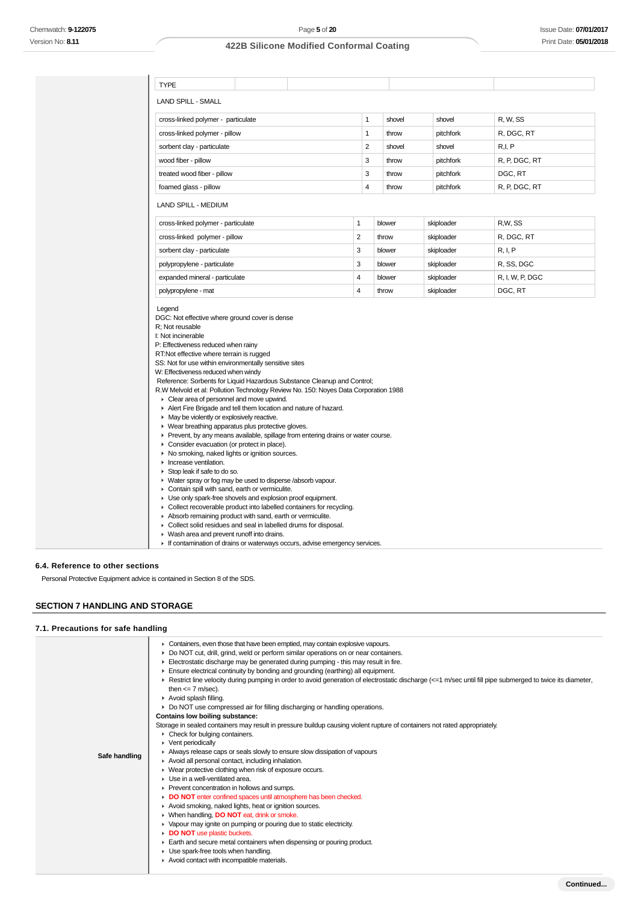| TYPE | | | | |
|---|---|---|---|---|

LAND SPILL - SMALL

| cross-linked polymer - particulate | 1 | shovel | shovel | R, W, SS |
|---|---|---|---|---|
| cross-linked polymer - pillow | 1 | throw | pitchfork | R, DGC, RT |
| sorbent clay - particulate | 2 | shovel | shovel | R,I, P |
| wood fiber - pillow | 3 | throw | pitchfork | R, P, DGC, RT |
| treated wood fiber - pillow | 3 | throw | pitchfork | DGC, RT |
| foamed glass - pillow | 4 | throw | pitchfork | R, P, DGC, RT |

LAND SPILL - MEDIUM

| cross-linked polymer - particulate | 1 | blower | skiploader | R,W, SS |
|---|---|---|---|---|
| cross-linked polymer - pillow | 2 | throw | skiploader | R, DGC, RT |
| sorbent clay - particulate | 3 | blower | skiploader | R, I, P |
| polypropylene - particulate | 3 | blower | skiploader | R, SS, DGC |
| expanded mineral - particulate | 4 | blower | skiploader | R, I, W, P, DGC |
| polypropylene - mat | 4 | throw | skiploader | DGC, RT |

Legend
DGC: Not effective where ground cover is dense
R; Not reusable
I: Not incinerable
P: Effectiveness reduced when rainy
RT:Not effective where terrain is rugged
SS: Not for use within environmentally sensitive sites
W: Effectiveness reduced when windy
Reference: Sorbents for Liquid Hazardous Substance Cleanup and Control;
R.W Melvold et al: Pollution Technology Review No. 150: Noyes Data Corporation 1988

- Clear area of personnel and move upwind.
- Alert Fire Brigade and tell them location and nature of hazard.
- May be violently or explosively reactive.
- Wear breathing apparatus plus protective gloves.
- Prevent, by any means available, spillage from entering drains or water course.
- Consider evacuation (or protect in place).
- No smoking, naked lights or ignition sources.
- Increase ventilation.
- Stop leak if safe to do so.
- Water spray or fog may be used to disperse /absorb vapour.
- Contain spill with sand, earth or vermiculite.
- Use only spark-free shovels and explosion proof equipment.
- Collect recoverable product into labelled containers for recycling.
- Absorb remaining product with sand, earth or vermiculite.
- Collect solid residues and seal in labelled drums for disposal.
- Wash area and prevent runoff into drains.
- If contamination of drains or waterways occurs, advise emergency services.

### 6.4. Reference to other sections

Personal Protective Equipment advice is contained in Section 8 of the SDS.

## SECTION 7 HANDLING AND STORAGE

### 7.1. Precautions for safe handling

**Safe handling**

- Containers, even those that have been emptied, may contain explosive vapours.
- Do NOT cut, drill, grind, weld or perform similar operations on or near containers.
- Electrostatic discharge may be generated during pumping - this may result in fire.
- Ensure electrical continuity by bonding and grounding (earthing) all equipment.
- Restrict line velocity during pumping in order to avoid generation of electrostatic discharge (<=1 m/sec until fill pipe submerged to twice its diameter, then <= 7 m/sec).
- Avoid splash filling.
- Do NOT use compressed air for filling discharging or handling operations.

**Contains low boiling substance:**
Storage in sealed containers may result in pressure buildup causing violent rupture of containers not rated appropriately.

- Check for bulging containers.
- Vent periodically
- Always release caps or seals slowly to ensure slow dissipation of vapours
- Avoid all personal contact, including inhalation.
- Wear protective clothing when risk of exposure occurs.
- Use in a well-ventilated area.
- Prevent concentration in hollows and sumps.
- **DO NOT** enter confined spaces until atmosphere has been checked.
- Avoid smoking, naked lights, heat or ignition sources.
- When handling, **DO NOT** eat, drink or smoke.
- Vapour may ignite on pumping or pouring due to static electricity.
- **DO NOT** use plastic buckets.
- Earth and secure metal containers when dispensing or pouring product.
- Use spark-free tools when handling.
- Avoid contact with incompatible materials.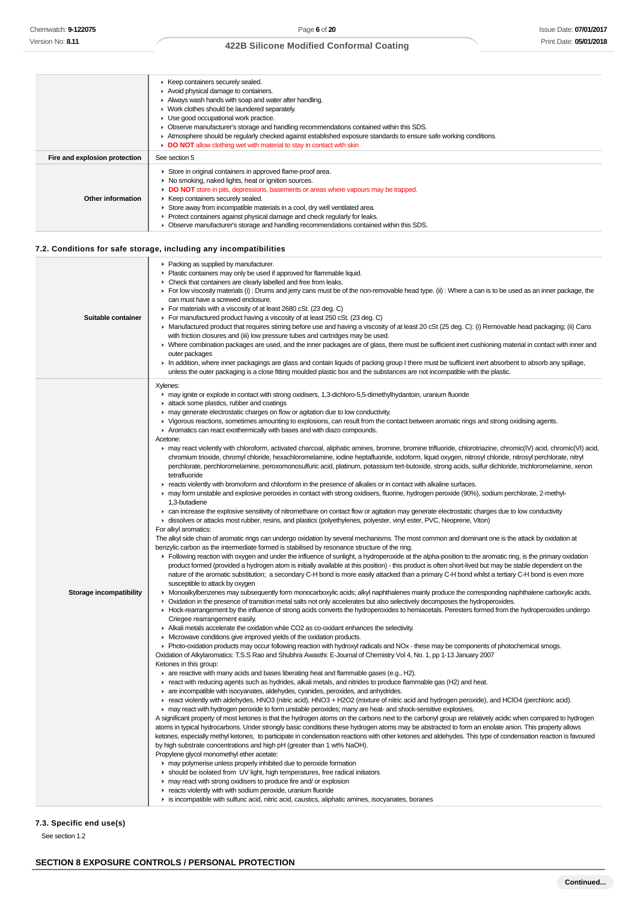| | |
|---|---|
| | ▸ Keep containers securely sealed.<br>▸ Avoid physical damage to containers.<br>▸ Always wash hands with soap and water after handling.<br>▸ Work clothes should be laundered separately.<br>▸ Use good occupational work practice.<br>▸ Observe manufacturer's storage and handling recommendations contained within this SDS.<br>▸ Atmosphere should be regularly checked against established exposure standards to ensure safe working conditions.<br>▸ **DO NOT** allow clothing wet with material to stay in contact with skin |
| **Fire and explosion protection** | See section 5 |
| **Other information** | ▸ Store in original containers in approved flame-proof area.<br>▸ No smoking, naked lights, heat or ignition sources.<br>▸ **DO NOT** store in pits, depressions, basements or areas where vapours may be trapped.<br>▸ Keep containers securely sealed.<br>▸ Store away from incompatible materials in a cool, dry well ventilated area.<br>▸ Protect containers against physical damage and check regularly for leaks.<br>▸ Observe manufacturer's storage and handling recommendations contained within this SDS. |

### 7.2. Conditions for safe storage, including any incompatibilities

| | |
|---|---|
| **Suitable container** | ▸ Packing as supplied by manufacturer.<br>▸ Plastic containers may only be used if approved for flammable liquid.<br>▸ Check that containers are clearly labelled and free from leaks.<br>▸ For low viscosity materials (i) : Drums and jerry cans must be of the non-removable head type. (ii) : Where a can is to be used as an inner package, the can must have a screwed enclosure.<br>▸ For materials with a viscosity of at least 2680 cSt. (23 deg. C)<br>▸ For manufactured product having a viscosity of at least 250 cSt. (23 deg. C)<br>▸ Manufactured product that requires stirring before use and having a viscosity of at least 20 cSt (25 deg. C): (i) Removable head packaging; (ii) Cans with friction closures and (iii) low pressure tubes and cartridges may be used.<br>▸ Where combination packages are used, and the inner packages are of glass, there must be sufficient inert cushioning material in contact with inner and outer packages<br>▸ In addition, where inner packagings are glass and contain liquids of packing group I there must be sufficient inert absorbent to absorb any spillage, unless the outer packaging is a close fitting moulded plastic box and the substances are not incompatible with the plastic. |
| **Storage incompatibility** | Xylenes:<br>▸ may ignite or explode in contact with strong oxidisers, 1,3-dichloro-5,5-dimethylhydantoin, uranium fluoride<br>▸ attack some plastics, rubber and coatings<br>▸ may generate electrostatic charges on flow or agitation due to low conductivity.<br>▸ Vigorous reactions, sometimes amounting to explosions, can result from the contact between aromatic rings and strong oxidising agents.<br>▸ Aromatics can react exothermically with bases and with diazo compounds.<br>Acetone:<br>▸ may react violently with chloroform, activated charcoal, aliphatic amines, bromine, bromine trifluoride, chlorotriazine, chromic(IV) acid, chromic(VI) acid, chromium trioxide, chromyl chloride, hexachloromelamine, iodine heptafluoride, iodoform, liquid oxygen, nitrosyl chloride, nitrosyl perchlorate, nitryl perchlorate, perchloromelamine, peroxomonosulfuric acid, platinum, potassium tert-butoxide, strong acids, sulfur dichloride, trichloromelamine, xenon tetrafluoride<br>▸ reacts violently with bromoform and chloroform in the presence of alkalies or in contact with alkaline surfaces.<br>▸ may form unstable and explosive peroxides in contact with strong oxidisers, fluorine, hydrogen peroxide (90%), sodium perchlorate, 2-methyl-1,3-butadiene<br>▸ can increase the explosive sensitivity of nitromethane on contact flow or agitation may generate electrostatic charges due to low conductivity<br>▸ dissolves or attacks most rubber, resins, and plastics (polyethylenes, polyester, vinyl ester, PVC, Neoprene, Viton)<br>For alkyl aromatics:<br>The alkyl side chain of aromatic rings can undergo oxidation by several mechanisms. The most common and dominant one is the attack by oxidation at benzylic carbon as the intermediate formed is stabilised by resonance structure of the ring.<br>▸ Following reaction with oxygen and under the influence of sunlight, a hydroperoxide at the alpha-position to the aromatic ring, is the primary oxidation product formed (provided a hydrogen atom is initially available at this position) - this product is often short-lived but may be stable dependent on the nature of the aromatic substitution; a secondary C-H bond is more easily attacked than a primary C-H bond whilst a tertiary C-H bond is even more susceptible to attack by oxygen<br>▸ Monoalkylbenzenes may subsequently form monocarboxylic acids; alkyl naphthalenes mainly produce the corresponding naphthalene carboxylic acids.<br>▸ Oxidation in the presence of transition metal salts not only accelerates but also selectively decomposes the hydroperoxides.<br>▸ Hock-rearrangement by the influence of strong acids converts the hydroperoxides to hemiacetals. Peresters formed from the hydroperoxides undergo Criegee rearrangement easily.<br>▸ Alkali metals accelerate the oxidation while CO2 as co-oxidant enhances the selectivity.<br>▸ Microwave conditions give improved yields of the oxidation products.<br>▸ Photo-oxidation products may occur following reaction with hydroxyl radicals and NOx - these may be components of photochemical smogs.<br>Oxidation of Alkylaromatics: T.S.S Rao and Shubhra Awasthi: E-Journal of Chemistry Vol 4, No. 1, pp 1-13 January 2007<br>Ketones in this group:<br>▸ are reactive with many acids and bases liberating heat and flammable gases (e.g., H2).<br>▸ react with reducing agents such as hydrides, alkali metals, and nitrides to produce flammable gas (H2) and heat.<br>▸ are incompatible with isocyanates, aldehydes, cyanides, peroxides, and anhydrides.<br>▸ react violently with aldehydes, HNO3 (nitric acid), HNO3 + H2O2 (mixture of nitric acid and hydrogen peroxide), and HClO4 (perchloric acid).<br>▸ may react with hydrogen peroxide to form unstable peroxides; many are heat- and shock-sensitive explosives.<br>A significant property of most ketones is that the hydrogen atoms on the carbons next to the carbonyl group are relatively acidic when compared to hydrogen atoms in typical hydrocarbons. Under strongly basic conditions these hydrogen atoms may be abstracted to form an enolate anion. This property allows ketones, especially methyl ketones, to participate in condensation reactions with other ketones and aldehydes. This type of condensation reaction is favoured by high substrate concentrations and high pH (greater than 1 wt% NaOH).<br>Propylene glycol monomethyl ether acetate:<br>▸ may polymerise unless properly inhibited due to peroxide formation<br>▸ should be isolated from UV light, high temperatures, free radical initiators<br>▸ may react with strong oxidisers to produce fire and/ or explosion<br>▸ reacts violently with sodium peroxide, uranium fluoride<br>▸ is incompatible with sulfuric acid, nitric acid, caustics, aliphatic amines, isocyanates, boranes |

### 7.3. Specific end use(s)

See section 1.2

## SECTION 8 EXPOSURE CONTROLS / PERSONAL PROTECTION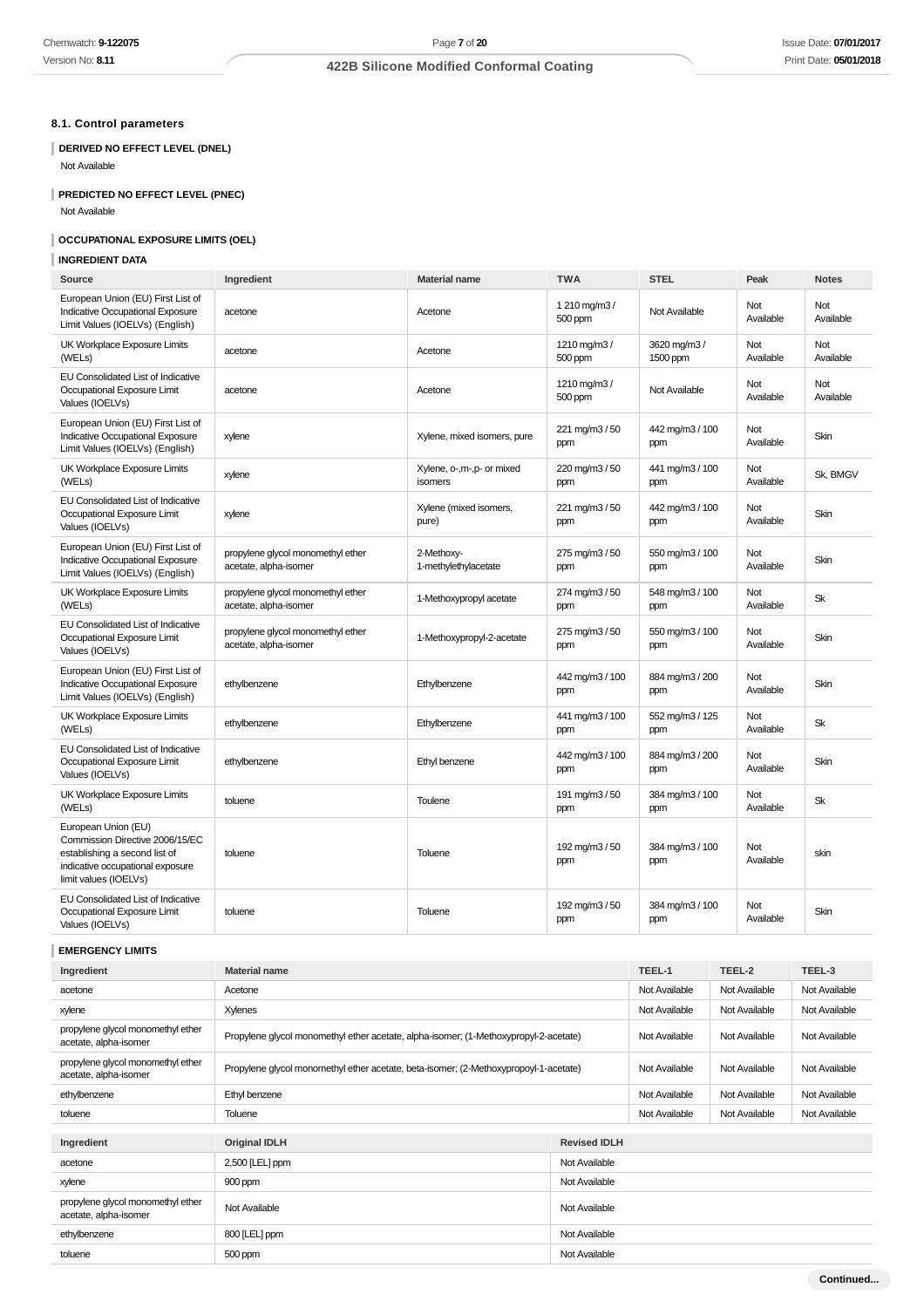### 8.1. Control parameters

**DERIVED NO EFFECT LEVEL (DNEL)**

Not Available

**PREDICTED NO EFFECT LEVEL (PNEC)**

Not Available

**OCCUPATIONAL EXPOSURE LIMITS (OEL)**

**INGREDIENT DATA**

| Source | Ingredient | Material name | TWA | STEL | Peak | Notes |
|---|---|---|---|---|---|---|
| European Union (EU) First List of Indicative Occupational Exposure Limit Values (IOELVs) (English) | acetone | Acetone | 1 210 mg/m3 / 500 ppm | Not Available | Not Available | Not Available |
| UK Workplace Exposure Limits (WELs) | acetone | Acetone | 1210 mg/m3 / 500 ppm | 3620 mg/m3 / 1500 ppm | Not Available | Not Available |
| EU Consolidated List of Indicative Occupational Exposure Limit Values (IOELVs) | acetone | Acetone | 1210 mg/m3 / 500 ppm | Not Available | Not Available | Not Available |
| European Union (EU) First List of Indicative Occupational Exposure Limit Values (IOELVs) (English) | xylene | Xylene, mixed isomers, pure | 221 mg/m3 / 50 ppm | 442 mg/m3 / 100 ppm | Not Available | Skin |
| UK Workplace Exposure Limits (WELs) | xylene | Xylene, o-,m-,p- or mixed isomers | 220 mg/m3 / 50 ppm | 441 mg/m3 / 100 ppm | Not Available | Sk, BMGV |
| EU Consolidated List of Indicative Occupational Exposure Limit Values (IOELVs) | xylene | Xylene (mixed isomers, pure) | 221 mg/m3 / 50 ppm | 442 mg/m3 / 100 ppm | Not Available | Skin |
| European Union (EU) First List of Indicative Occupational Exposure Limit Values (IOELVs) (English) | propylene glycol monomethyl ether acetate, alpha-isomer | 2-Methoxy-1-methylethylacetate | 275 mg/m3 / 50 ppm | 550 mg/m3 / 100 ppm | Not Available | Skin |
| UK Workplace Exposure Limits (WELs) | propylene glycol monomethyl ether acetate, alpha-isomer | 1-Methoxypropyl acetate | 274 mg/m3 / 50 ppm | 548 mg/m3 / 100 ppm | Not Available | Sk |
| EU Consolidated List of Indicative Occupational Exposure Limit Values (IOELVs) | propylene glycol monomethyl ether acetate, alpha-isomer | 1-Methoxypropyl-2-acetate | 275 mg/m3 / 50 ppm | 550 mg/m3 / 100 ppm | Not Available | Skin |
| European Union (EU) First List of Indicative Occupational Exposure Limit Values (IOELVs) (English) | ethylbenzene | Ethylbenzene | 442 mg/m3 / 100 ppm | 884 mg/m3 / 200 ppm | Not Available | Skin |
| UK Workplace Exposure Limits (WELs) | ethylbenzene | Ethylbenzene | 441 mg/m3 / 100 ppm | 552 mg/m3 / 125 ppm | Not Available | Sk |
| EU Consolidated List of Indicative Occupational Exposure Limit Values (IOELVs) | ethylbenzene | Ethyl benzene | 442 mg/m3 / 100 ppm | 884 mg/m3 / 200 ppm | Not Available | Skin |
| UK Workplace Exposure Limits (WELs) | toluene | Toulene | 191 mg/m3 / 50 ppm | 384 mg/m3 / 100 ppm | Not Available | Sk |
| European Union (EU) Commission Directive 2006/15/EC establishing a second list of indicative occupational exposure limit values (IOELVs) | toluene | Toluene | 192 mg/m3 / 50 ppm | 384 mg/m3 / 100 ppm | Not Available | skin |
| EU Consolidated List of Indicative Occupational Exposure Limit Values (IOELVs) | toluene | Toluene | 192 mg/m3 / 50 ppm | 384 mg/m3 / 100 ppm | Not Available | Skin |

**EMERGENCY LIMITS**

| Ingredient | Material name | TEEL-1 | TEEL-2 | TEEL-3 |
|---|---|---|---|---|
| acetone | Acetone | Not Available | Not Available | Not Available |
| xylene | Xylenes | Not Available | Not Available | Not Available |
| propylene glycol monomethyl ether acetate, alpha-isomer | Propylene glycol monomethyl ether acetate, alpha-isomer; (1-Methoxypropyl-2-acetate) | Not Available | Not Available | Not Available |
| propylene glycol monomethyl ether acetate, alpha-isomer | Propylene glycol monomethyl ether acetate, beta-isomer; (2-Methoxypropoyl-1-acetate) | Not Available | Not Available | Not Available |
| ethylbenzene | Ethyl benzene | Not Available | Not Available | Not Available |
| toluene | Toluene | Not Available | Not Available | Not Available |

| Ingredient | Original IDLH | Revised IDLH |
|---|---|---|
| acetone | 2,500 [LEL] ppm | Not Available |
| xylene | 900 ppm | Not Available |
| propylene glycol monomethyl ether acetate, alpha-isomer | Not Available | Not Available |
| ethylbenzene | 800 [LEL] ppm | Not Available |
| toluene | 500 ppm | Not Available |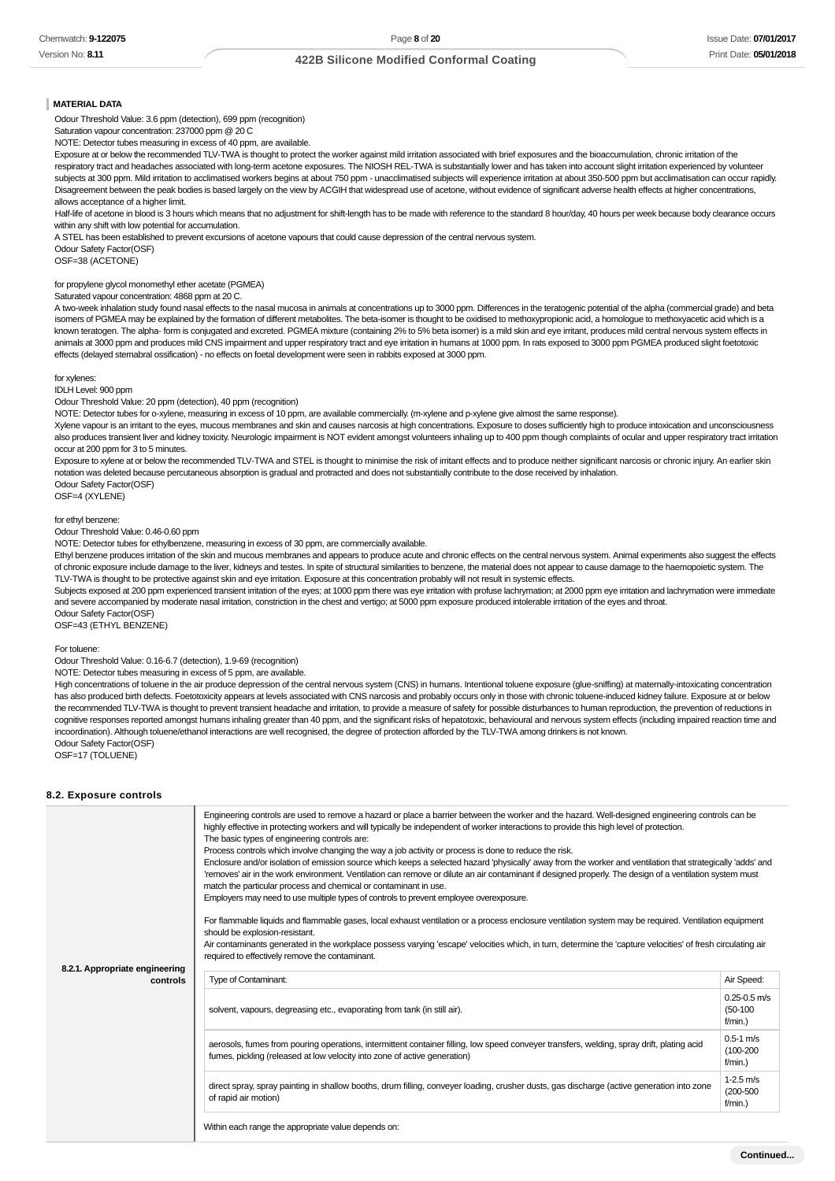### MATERIAL DATA

Odour Threshold Value: 3.6 ppm (detection), 699 ppm (recognition)

Saturation vapour concentration: 237000 ppm @ 20 C

NOTE: Detector tubes measuring in excess of 40 ppm, are available.

Exposure at or below the recommended TLV-TWA is thought to protect the worker against mild irritation associated with brief exposures and the bioaccumulation, chronic irritation of the respiratory tract and headaches associated with long-term acetone exposures. The NIOSH REL-TWA is substantially lower and has taken into account slight irritation experienced by volunteer subjects at 300 ppm. Mild irritation to acclimatised workers begins at about 750 ppm - unacclimatised subjects will experience irritation at about 350-500 ppm but acclimatisation can occur rapidly. Disagreement between the peak bodies is based largely on the view by ACGIH that widespread use of acetone, without evidence of significant adverse health effects at higher concentrations, allows acceptance of a higher limit.

Half-life of acetone in blood is 3 hours which means that no adjustment for shift-length has to be made with reference to the standard 8 hour/day, 40 hours per week because body clearance occurs within any shift with low potential for accumulation.

A STEL has been established to prevent excursions of acetone vapours that could cause depression of the central nervous system.

Odour Safety Factor(OSF)

OSF=38 (ACETONE)

for propylene glycol monomethyl ether acetate (PGMEA)

Saturated vapour concentration: 4868 ppm at 20 C.

A two-week inhalation study found nasal effects to the nasal mucosa in animals at concentrations up to 3000 ppm. Differences in the teratogenic potential of the alpha (commercial grade) and beta isomers of PGMEA may be explained by the formation of different metabolites. The beta-isomer is thought to be oxidised to methoxypropionic acid, a homologue to methoxyacetic acid which is a known teratogen. The alpha- form is conjugated and excreted. PGMEA mixture (containing 2% to 5% beta isomer) is a mild skin and eye irritant, produces mild central nervous system effects in animals at 3000 ppm and produces mild CNS impairment and upper respiratory tract and eye irritation in humans at 1000 ppm. In rats exposed to 3000 ppm PGMEA produced slight foetotoxic effects (delayed sternabral ossification) - no effects on foetal development were seen in rabbits exposed at 3000 ppm.

for xylenes:

IDLH Level: 900 ppm

Odour Threshold Value: 20 ppm (detection), 40 ppm (recognition)

NOTE: Detector tubes for o-xylene, measuring in excess of 10 ppm, are available commercially. (m-xylene and p-xylene give almost the same response).

Xylene vapour is an irritant to the eyes, mucous membranes and skin and causes narcosis at high concentrations. Exposure to doses sufficiently high to produce intoxication and unconsciousness also produces transient liver and kidney toxicity. Neurologic impairment is NOT evident amongst volunteers inhaling up to 400 ppm though complaints of ocular and upper respiratory tract irritation occur at 200 ppm for 3 to 5 minutes.

Exposure to xylene at or below the recommended TLV-TWA and STEL is thought to minimise the risk of irritant effects and to produce neither significant narcosis or chronic injury. An earlier skin notation was deleted because percutaneous absorption is gradual and protracted and does not substantially contribute to the dose received by inhalation.

Odour Safety Factor(OSF)

OSF=4 (XYLENE)

for ethyl benzene:

Odour Threshold Value: 0.46-0.60 ppm

NOTE: Detector tubes for ethylbenzene, measuring in excess of 30 ppm, are commercially available.

Ethyl benzene produces irritation of the skin and mucous membranes and appears to produce acute and chronic effects on the central nervous system. Animal experiments also suggest the effects of chronic exposure include damage to the liver, kidneys and testes. In spite of structural similarities to benzene, the material does not appear to cause damage to the haemopoietic system. The TLV-TWA is thought to be protective against skin and eye irritation. Exposure at this concentration probably will not result in systemic effects.

Subjects exposed at 200 ppm experienced transient irritation of the eyes; at 1000 ppm there was eye irritation with profuse lachrymation; at 2000 ppm eye irritation and lachrymation were immediate and severe accompanied by moderate nasal irritation, constriction in the chest and vertigo; at 5000 ppm exposure produced intolerable irritation of the eyes and throat.

Odour Safety Factor(OSF)

OSF=43 (ETHYL BENZENE)

For toluene:

Odour Threshold Value: 0.16-6.7 (detection), 1.9-69 (recognition)

NOTE: Detector tubes measuring in excess of 5 ppm, are available.

High concentrations of toluene in the air produce depression of the central nervous system (CNS) in humans. Intentional toluene exposure (glue-sniffing) at maternally-intoxicating concentration has also produced birth defects. Foetotoxicity appears at levels associated with CNS narcosis and probably occurs only in those with chronic toluene-induced kidney failure. Exposure at or below the recommended TLV-TWA is thought to prevent transient headache and irritation, to provide a measure of safety for possible disturbances to human reproduction, the prevention of reductions in cognitive responses reported amongst humans inhaling greater than 40 ppm, and the significant risks of hepatotoxic, behavioural and nervous system effects (including impaired reaction time and incoordination). Although toluene/ethanol interactions are well recognised, the degree of protection afforded by the TLV-TWA among drinkers is not known.

Odour Safety Factor(OSF)

OSF=17 (TOLUENE)

## 8.2. Exposure controls

### 8.2.1. Appropriate engineering controls

Engineering controls are used to remove a hazard or place a barrier between the worker and the hazard. Well-designed engineering controls can be highly effective in protecting workers and will typically be independent of worker interactions to provide this high level of protection.

The basic types of engineering controls are:

Process controls which involve changing the way a job activity or process is done to reduce the risk.

Enclosure and/or isolation of emission source which keeps a selected hazard 'physically' away from the worker and ventilation that strategically 'adds' and 'removes' air in the work environment. Ventilation can remove or dilute an air contaminant if designed properly. The design of a ventilation system must match the particular process and chemical or contaminant in use.

Employers may need to use multiple types of controls to prevent employee overexposure.

For flammable liquids and flammable gases, local exhaust ventilation or a process enclosure ventilation system may be required. Ventilation equipment should be explosion-resistant.

Air contaminants generated in the workplace possess varying 'escape' velocities which, in turn, determine the 'capture velocities' of fresh circulating air required to effectively remove the contaminant.

| Type of Contaminant: | Air Speed: |
| --- | --- |
| solvent, vapours, degreasing etc., evaporating from tank (in still air). | 0.25-0.5 m/s (50-100 f/min.) |
| aerosols, fumes from pouring operations, intermittent container filling, low speed conveyer transfers, welding, spray drift, plating acid fumes, pickling (released at low velocity into zone of active generation) | 0.5-1 m/s (100-200 f/min.) |
| direct spray, spray painting in shallow booths, drum filling, conveyer loading, crusher dusts, gas discharge (active generation into zone of rapid air motion) | 1-2.5 m/s (200-500 f/min.) |

Within each range the appropriate value depends on: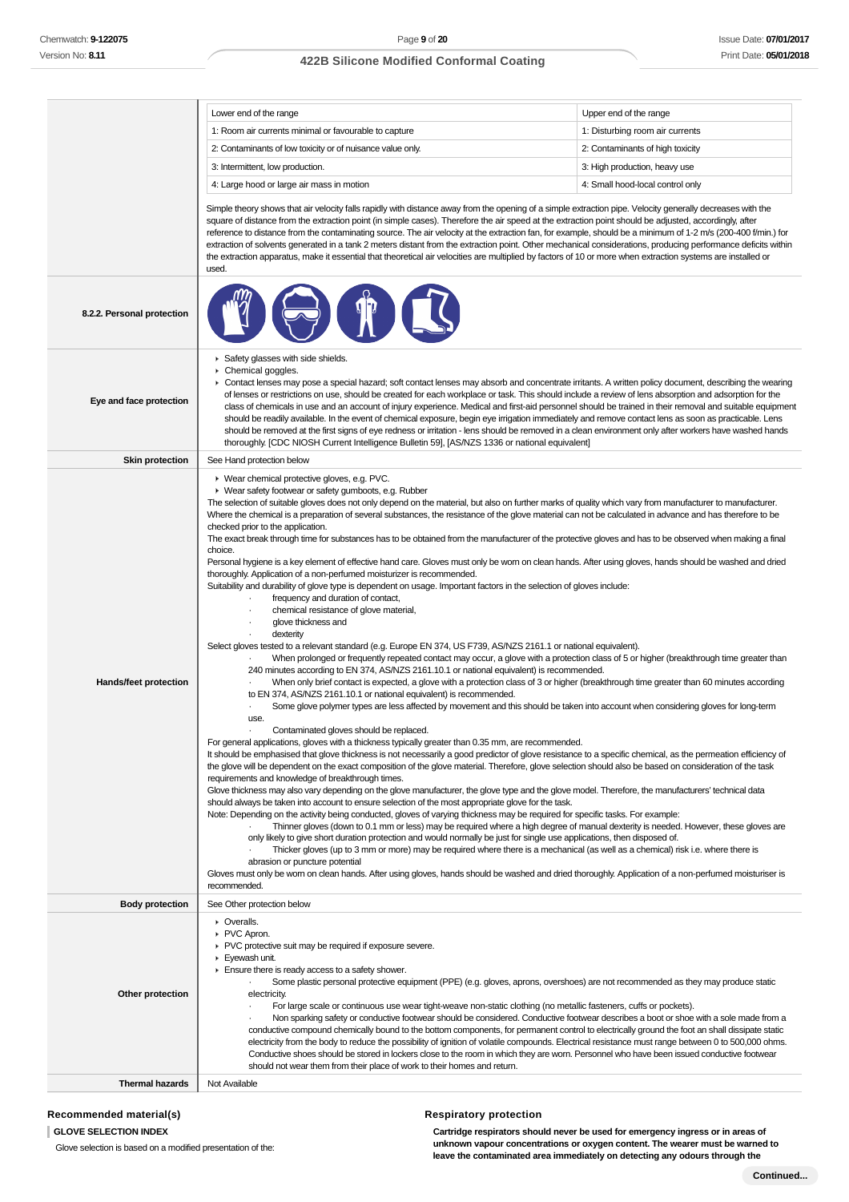| Lower end of the range | Upper end of the range |
| --- | --- |
| 1: Room air currents minimal or favourable to capture | 1: Disturbing room air currents |
| 2: Contaminants of low toxicity or of nuisance value only. | 2: Contaminants of high toxicity |
| 3: Intermittent, low production. | 3: High production, heavy use |
| 4: Large hood or large air mass in motion | 4: Small hood-local control only |

Simple theory shows that air velocity falls rapidly with distance away from the opening of a simple extraction pipe. Velocity generally decreases with the square of distance from the extraction point (in simple cases). Therefore the air speed at the extraction point should be adjusted, accordingly, after reference to distance from the contaminating source. The air velocity at the extraction fan, for example, should be a minimum of 1-2 m/s (200-400 f/min.) for extraction of solvents generated in a tank 2 meters distant from the extraction point. Other mechanical considerations, producing performance deficits within the extraction apparatus, make it essential that theoretical air velocities are multiplied by factors of 10 or more when extraction systems are installed or used.

**8.2.2. Personal protection**

**Eye and face protection**

- Safety glasses with side shields.
- Chemical goggles.
- Contact lenses may pose a special hazard; soft contact lenses may absorb and concentrate irritants. A written policy document, describing the wearing of lenses or restrictions on use, should be created for each workplace or task. This should include a review of lens absorption and adsorption for the class of chemicals in use and an account of injury experience. Medical and first-aid personnel should be trained in their removal and suitable equipment should be readily available. In the event of chemical exposure, begin eye irrigation immediately and remove contact lens as soon as practicable. Lens should be removed at the first signs of eye redness or irritation - lens should be removed in a clean environment only after workers have washed hands thoroughly. [CDC NIOSH Current Intelligence Bulletin 59], [AS/NZS 1336 or national equivalent]

**Skin protection**

See Hand protection below

**Hands/feet protection**

- Wear chemical protective gloves, e.g. PVC.
- Wear safety footwear or safety gumboots, e.g. Rubber

The selection of suitable gloves does not only depend on the material, but also on further marks of quality which vary from manufacturer to manufacturer. Where the chemical is a preparation of several substances, the resistance of the glove material can not be calculated in advance and has therefore to be checked prior to the application.

The exact break through time for substances has to be obtained from the manufacturer of the protective gloves and has to be observed when making a final choice.

Personal hygiene is a key element of effective hand care. Gloves must only be worn on clean hands. After using gloves, hands should be washed and dried thoroughly. Application of a non-perfumed moisturizer is recommended.

Suitability and durability of glove type is dependent on usage. Important factors in the selection of gloves include:

- frequency and duration of contact,
- chemical resistance of glove material,
- glove thickness and
- dexterity

Select gloves tested to a relevant standard (e.g. Europe EN 374, US F739, AS/NZS 2161.1 or national equivalent).

- When prolonged or frequently repeated contact may occur, a glove with a protection class of 5 or higher (breakthrough time greater than 240 minutes according to EN 374, AS/NZS 2161.10.1 or national equivalent) is recommended.
- When only brief contact is expected, a glove with a protection class of 3 or higher (breakthrough time greater than 60 minutes according to EN 374, AS/NZS 2161.10.1 or national equivalent) is recommended.
- Some glove polymer types are less affected by movement and this should be taken into account when considering gloves for long-term use.
- Contaminated gloves should be replaced.

For general applications, gloves with a thickness typically greater than 0.35 mm, are recommended.

It should be emphasised that glove thickness is not necessarily a good predictor of glove resistance to a specific chemical, as the permeation efficiency of the glove will be dependent on the exact composition of the glove material. Therefore, glove selection should also be based on consideration of the task requirements and knowledge of breakthrough times.

Glove thickness may also vary depending on the glove manufacturer, the glove type and the glove model. Therefore, the manufacturers' technical data should always be taken into account to ensure selection of the most appropriate glove for the task.

Note: Depending on the activity being conducted, gloves of varying thickness may be required for specific tasks. For example:

- Thinner gloves (down to 0.1 mm or less) may be required where a high degree of manual dexterity is needed. However, these gloves are only likely to give short duration protection and would normally be just for single use applications, then disposed of.
- Thicker gloves (up to 3 mm or more) may be required where there is a mechanical (as well as a chemical) risk i.e. where there is abrasion or puncture potential

Gloves must only be worn on clean hands. After using gloves, hands should be washed and dried thoroughly. Application of a non-perfumed moisturiser is recommended.

**Body protection**

See Other protection below

**Other protection**

- Overalls.
- PVC Apron.
- PVC protective suit may be required if exposure severe.
- Eyewash unit.
- Ensure there is ready access to a safety shower.
  - Some plastic personal protective equipment (PPE) (e.g. gloves, aprons, overshoes) are not recommended as they may produce static electricity.
  - For large scale or continuous use wear tight-weave non-static clothing (no metallic fasteners, cuffs or pockets).
  - Non sparking safety or conductive footwear should be considered. Conductive footwear describes a boot or shoe with a sole made from a conductive compound chemically bound to the bottom components, for permanent control to electrically ground the foot an shall dissipate static electricity from the body to reduce the possibility of ignition of volatile compounds. Electrical resistance must range between 0 to 500,000 ohms. Conductive shoes should be stored in lockers close to the room in which they are worn. Personnel who have been issued conductive footwear should not wear them from their place of work to their homes and return.

**Thermal hazards**

Not Available

### Recommended material(s)

**GLOVE SELECTION INDEX**

Glove selection is based on a modified presentation of the:

### Respiratory protection

**Cartridge respirators should never be used for emergency ingress or in areas of unknown vapour concentrations or oxygen content. The wearer must be warned to leave the contaminated area immediately on detecting any odours through the**

**Continued...**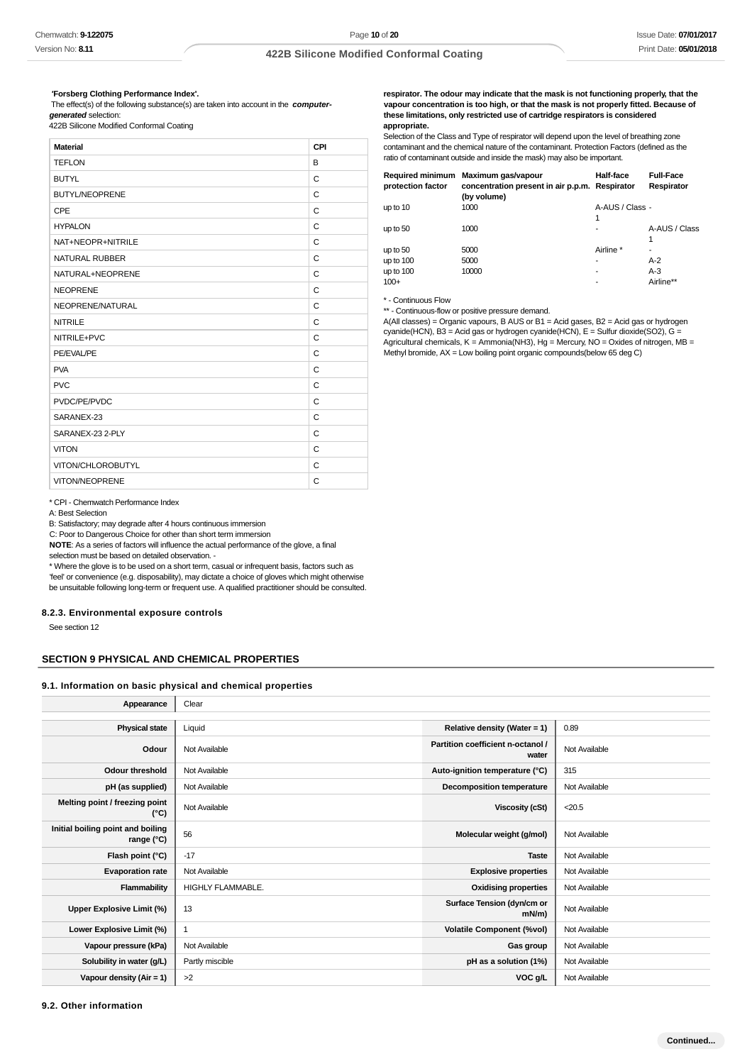**'Forsberg Clothing Performance Index'.**
The effect(s) of the following substance(s) are taken into account in the ***computer-generated*** selection:
422B Silicone Modified Conformal Coating

| Material | CPI |
|---|---|
| TEFLON | B |
| BUTYL | C |
| BUTYL/NEOPRENE | C |
| CPE | C |
| HYPALON | C |
| NAT+NEOPR+NITRILE | C |
| NATURAL RUBBER | C |
| NATURAL+NEOPRENE | C |
| NEOPRENE | C |
| NEOPRENE/NATURAL | C |
| NITRILE | C |
| NITRILE+PVC | C |
| PE/EVAL/PE | C |
| PVA | C |
| PVC | C |
| PVDC/PE/PVDC | C |
| SARANEX-23 | C |
| SARANEX-23 2-PLY | C |
| VITON | C |
| VITON/CHLOROBUTYL | C |
| VITON/NEOPRENE | C |

* CPI - Chemwatch Performance Index
A: Best Selection
B: Satisfactory; may degrade after 4 hours continuous immersion
C: Poor to Dangerous Choice for other than short term immersion
**NOTE**: As a series of factors will influence the actual performance of the glove, a final selection must be based on detailed observation. -
* Where the glove is to be used on a short term, casual or infrequent basis, factors such as 'feel' or convenience (e.g. disposability), may dictate a choice of gloves which might otherwise be unsuitable following long-term or frequent use. A qualified practitioner should be consulted.

**respirator. The odour may indicate that the mask is not functioning properly, that the vapour concentration is too high, or that the mask is not properly fitted. Because of these limitations, only restricted use of cartridge respirators is considered appropriate.**
Selection of the Class and Type of respirator will depend upon the level of breathing zone contaminant and the chemical nature of the contaminant. Protection Factors (defined as the ratio of contaminant outside and inside the mask) may also be important.

| Required minimum protection factor | Maximum gas/vapour concentration present in air p.p.m. (by volume) | Half-face Respirator | Full-Face Respirator |
|---|---|---|---|
| up to 10 | 1000 | A-AUS / Class 1 | - |
| up to 50 | 1000 | - | A-AUS / Class 1 |
| up to 50 | 5000 | Airline * | - |
| up to 100 | 5000 | - | A-2 |
| up to 100 | 10000 | - | A-3 |
| 100+ | | - | Airline** |

* - Continuous Flow
** - Continuous-flow or positive pressure demand.
A(All classes) = Organic vapours, B AUS or B1 = Acid gases, B2 = Acid gas or hydrogen cyanide(HCN), B3 = Acid gas or hydrogen cyanide(HCN), E = Sulfur dioxide($SO_2$), G = Agricultural chemicals, K = Ammonia($NH_3$), Hg = Mercury, NO = Oxides of nitrogen, MB = Methyl bromide, AX = Low boiling point organic compounds(below 65 deg C)

### 8.2.3. Environmental exposure controls

See section 12

## SECTION 9 PHYSICAL AND CHEMICAL PROPERTIES

### 9.1. Information on basic physical and chemical properties

| Appearance | Clear | | |
|---|---|---|---|
| Physical state | Liquid | Relative density (Water = 1) | 0.89 |
| Odour | Not Available | Partition coefficient n-octanol / water | Not Available |
| Odour threshold | Not Available | Auto-ignition temperature (°C) | 315 |
| pH (as supplied) | Not Available | Decomposition temperature | Not Available |
| Melting point / freezing point (°C) | Not Available | Viscosity (cSt) | <20.5 |
| Initial boiling point and boiling range (°C) | 56 | Molecular weight (g/mol) | Not Available |
| Flash point (°C) | -17 | Taste | Not Available |
| Evaporation rate | Not Available | Explosive properties | Not Available |
| Flammability | HIGHLY FLAMMABLE. | Oxidising properties | Not Available |
| Upper Explosive Limit (%) | 13 | Surface Tension (dyn/cm or mN/m) | Not Available |
| Lower Explosive Limit (%) | 1 | Volatile Component (%vol) | Not Available |
| Vapour pressure (kPa) | Not Available | Gas group | Not Available |
| Solubility in water (g/L) | Partly miscible | pH as a solution (1%) | Not Available |
| Vapour density (Air = 1) | >2 | VOC g/L | Not Available |

### 9.2. Other information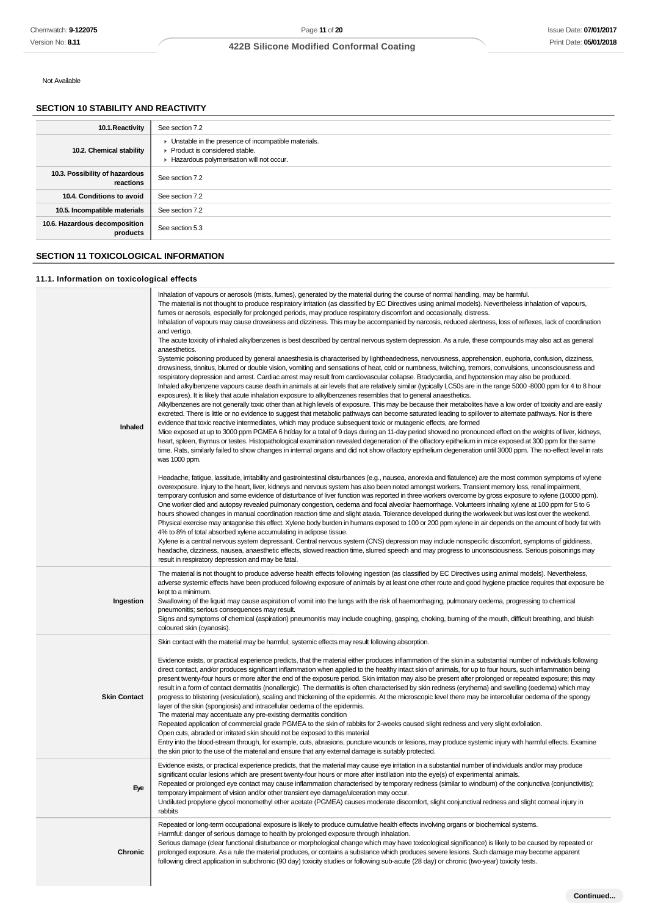Not Available

## SECTION 10 STABILITY AND REACTIVITY

| | |
|---|---|
| **10.1.Reactivity** | See section 7.2 |
| **10.2. Chemical stability** | ▸ Unstable in the presence of incompatible materials.<br>▸ Product is considered stable.<br>▸ Hazardous polymerisation will not occur. |
| **10.3. Possibility of hazardous reactions** | See section 7.2 |
| **10.4. Conditions to avoid** | See section 7.2 |
| **10.5. Incompatible materials** | See section 7.2 |
| **10.6. Hazardous decomposition products** | See section 5.3 |

## SECTION 11 TOXICOLOGICAL INFORMATION

### 11.1. Information on toxicological effects

| | |
|---|---|
| **Inhaled** | Inhalation of vapours or aerosols (mists, fumes), generated by the material during the course of normal handling, may be harmful.<br>The material is not thought to produce respiratory irritation (as classified by EC Directives using animal models). Nevertheless inhalation of vapours, fumes or aerosols, especially for prolonged periods, may produce respiratory discomfort and occasionally, distress.<br>Inhalation of vapours may cause drowsiness and dizziness. This may be accompanied by narcosis, reduced alertness, loss of reflexes, lack of coordination and vertigo.<br>The acute toxicity of inhaled alkylbenzenes is best described by central nervous system depression. As a rule, these compounds may also act as general anaesthetics.<br>Systemic poisoning produced by general anaesthesia is characterised by lightheadedness, nervousness, apprehension, euphoria, confusion, dizziness, drowsiness, tinnitus, blurred or double vision, vomiting and sensations of heat, cold or numbness, twitching, tremors, convulsions, unconsciousness and respiratory depression and arrest. Cardiac arrest may result from cardiovascular collapse. Bradycardia, and hypotension may also be produced.<br>Inhaled alkylbenzene vapours cause death in animals at air levels that are relatively similar (typically LC50s are in the range 5000 -8000 ppm for 4 to 8 hour exposures). It is likely that acute inhalation exposure to alkylbenzenes resembles that to general anaesthetics.<br>Alkylbenzenes are not generally toxic other than at high levels of exposure. This may be because their metabolites have a low order of toxicity and are easily excreted. There is little or no evidence to suggest that metabolic pathways can become saturated leading to spillover to alternate pathways. Nor is there evidence that toxic reactive intermediates, which may produce subsequent toxic or mutagenic effects, are formed<br>Mice exposed at up to 3000 ppm PGMEA 6 hr/day for a total of 9 days during an 11-day period showed no pronounced effect on the weights of liver, kidneys, heart, spleen, thymus or testes. Histopathological examination revealed degeneration of the olfactory epithelium in mice exposed at 300 ppm for the same time. Rats, similarly failed to show changes in internal organs and did not show olfactory epithelium degeneration until 3000 ppm. The no-effect level in rats was 1000 ppm.<br><br>Headache, fatigue, lassitude, irritability and gastrointestinal disturbances (e.g., nausea, anorexia and flatulence) are the most common symptoms of xylene overexposure. Injury to the heart, liver, kidneys and nervous system has also been noted amongst workers. Transient memory loss, renal impairment, temporary confusion and some evidence of disturbance of liver function was reported in three workers overcome by gross exposure to xylene (10000 ppm). One worker died and autopsy revealed pulmonary congestion, oedema and focal alveolar haemorrhage. Volunteers inhaling xylene at 100 ppm for 5 to 6 hours showed changes in manual coordination reaction time and slight ataxia. Tolerance developed during the workweek but was lost over the weekend. Physical exercise may antagonise this effect. Xylene body burden in humans exposed to 100 or 200 ppm xylene in air depends on the amount of body fat with 4% to 8% of total absorbed xylene accumulating in adipose tissue.<br>Xylene is a central nervous system depressant. Central nervous system (CNS) depression may include nonspecific discomfort, symptoms of giddiness, headache, dizziness, nausea, anaesthetic effects, slowed reaction time, slurred speech and may progress to unconsciousness. Serious poisonings may result in respiratory depression and may be fatal. |
| **Ingestion** | The material is not thought to produce adverse health effects following ingestion (as classified by EC Directives using animal models). Nevertheless, adverse systemic effects have been produced following exposure of animals by at least one other route and good hygiene practice requires that exposure be kept to a minimum.<br>Swallowing of the liquid may cause aspiration of vomit into the lungs with the risk of haemorrhaging, pulmonary oedema, progressing to chemical pneumonitis; serious consequences may result.<br>Signs and symptoms of chemical (aspiration) pneumonitis may include coughing, gasping, choking, burning of the mouth, difficult breathing, and bluish coloured skin (cyanosis). |
| **Skin Contact** | Skin contact with the material may be harmful; systemic effects may result following absorption.<br><br>Evidence exists, or practical experience predicts, that the material either produces inflammation of the skin in a substantial number of individuals following direct contact, and/or produces significant inflammation when applied to the healthy intact skin of animals, for up to four hours, such inflammation being present twenty-four hours or more after the end of the exposure period. Skin irritation may also be present after prolonged or repeated exposure; this may result in a form of contact dermatitis (nonallergic). The dermatitis is often characterised by skin redness (erythema) and swelling (oedema) which may progress to blistering (vesiculation), scaling and thickening of the epidermis. At the microscopic level there may be intercellular oedema of the spongy layer of the skin (spongiosis) and intracellular oedema of the epidermis.<br>The material may accentuate any pre-existing dermatitis condition<br>Repeated application of commercial grade PGMEA to the skin of rabbits for 2-weeks caused slight redness and very slight exfoliation.<br>Open cuts, abraded or irritated skin should not be exposed to this material<br>Entry into the blood-stream through, for example, cuts, abrasions, puncture wounds or lesions, may produce systemic injury with harmful effects. Examine the skin prior to the use of the material and ensure that any external damage is suitably protected. |
| **Eye** | Evidence exists, or practical experience predicts, that the material may cause eye irritation in a substantial number of individuals and/or may produce significant ocular lesions which are present twenty-four hours or more after instillation into the eye(s) of experimental animals.<br>Repeated or prolonged eye contact may cause inflammation characterised by temporary redness (similar to windburn) of the conjunctiva (conjunctivitis); temporary impairment of vision and/or other transient eye damage/ulceration may occur.<br>Undiluted propylene glycol monomethyl ether acetate (PGMEA) causes moderate discomfort, slight conjunctival redness and slight corneal injury in rabbits |
| **Chronic** | Repeated or long-term occupational exposure is likely to produce cumulative health effects involving organs or biochemical systems.<br>Harmful: danger of serious damage to health by prolonged exposure through inhalation.<br>Serious damage (clear functional disturbance or morphological change which may have toxicological significance) is likely to be caused by repeated or prolonged exposure. As a rule the material produces, or contains a substance which produces severe lesions. Such damage may become apparent following direct application in subchronic (90 day) toxicity studies or following sub-acute (28 day) or chronic (two-year) toxicity tests. |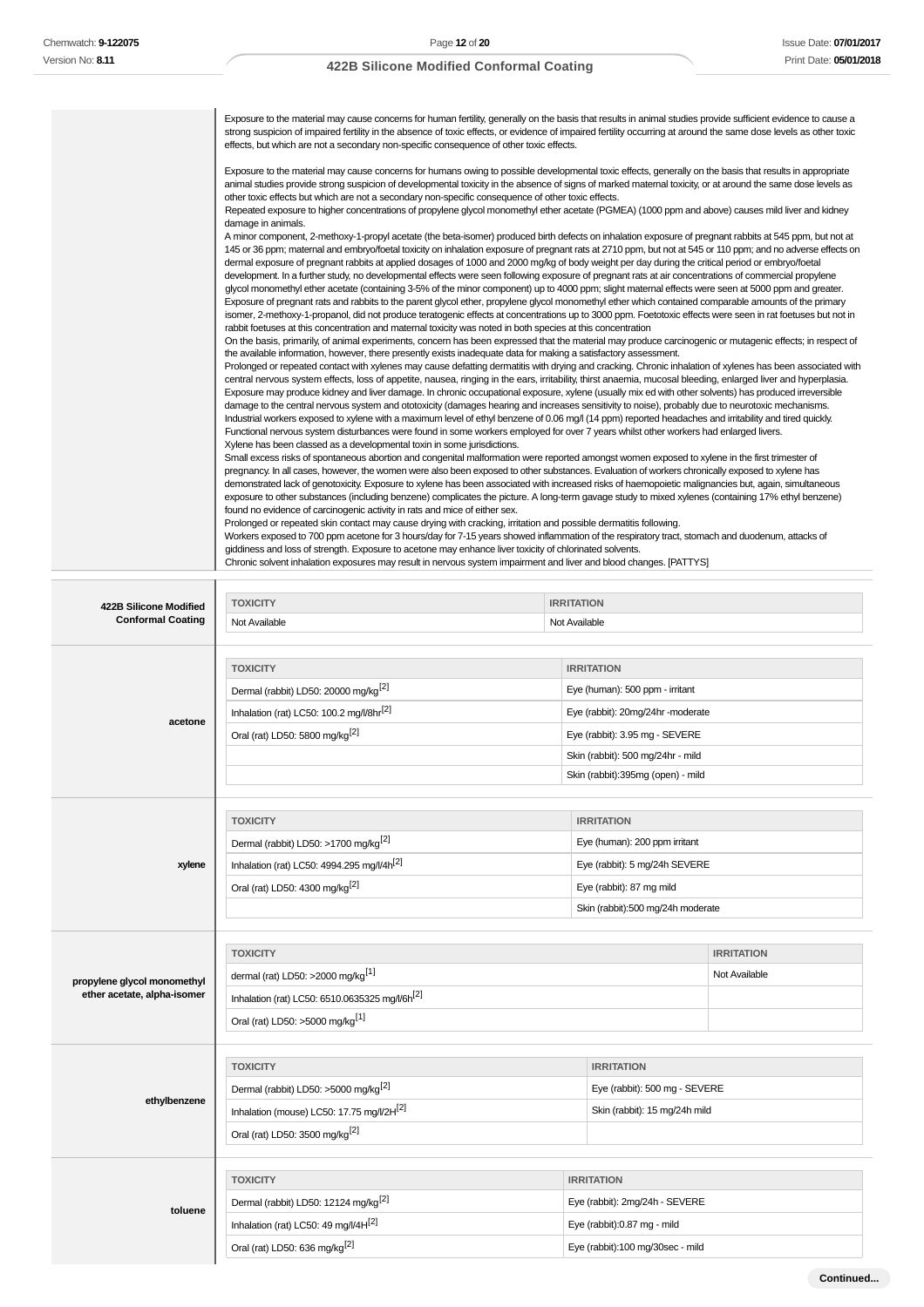| | |
|---|---|
| | Exposure to the material may cause concerns for human fertility, generally on the basis that results in animal studies provide sufficient evidence to cause a strong suspicion of impaired fertility in the absence of toxic effects, or evidence of impaired fertility occurring at around the same dose levels as other toxic effects, but which are not a secondary non-specific consequence of other toxic effects.<br><br>Exposure to the material may cause concerns for humans owing to possible developmental toxic effects, generally on the basis that results in appropriate animal studies provide strong suspicion of developmental toxicity in the absence of signs of marked maternal toxicity, or at around the same dose levels as other toxic effects but which are not a secondary non-specific consequence of other toxic effects.<br>Repeated exposure to higher concentrations of propylene glycol monomethyl ether acetate (PGMEA) (1000 ppm and above) causes mild liver and kidney damage in animals.<br>A minor component, 2-methoxy-1-propyl acetate (the beta-isomer) produced birth defects on inhalation exposure of pregnant rabbits at 545 ppm, but not at 145 or 36 ppm; maternal and embryo/foetal toxicity on inhalation exposure of pregnant rats at 2710 ppm, but not at 545 or 110 ppm; and no adverse effects on dermal exposure of pregnant rabbits at applied dosages of 1000 and 2000 mg/kg of body weight per day during the critical period or embryo/foetal development. In a further study, no developmental effects were seen following exposure of pregnant rats at air concentrations of commercial propylene glycol monomethyl ether acetate (containing 3-5% of the minor component) up to 4000 ppm; slight maternal effects were seen at 5000 ppm and greater. Exposure of pregnant rats and rabbits to the parent glycol ether, propylene glycol monomethyl ether which contained comparable amounts of the primary isomer, 2-methoxy-1-propanol, did not produce teratogenic effects at concentrations up to 3000 ppm. Foetotoxic effects were seen in rat foetuses but not in rabbit foetuses at this concentration and maternal toxicity was noted in both species at this concentration<br>On the basis, primarily, of animal experiments, concern has been expressed that the material may produce carcinogenic or mutagenic effects; in respect of the available information, however, there presently exists inadequate data for making a satisfactory assessment.<br>Prolonged or repeated contact with xylenes may cause defatting dermatitis with drying and cracking. Chronic inhalation of xylenes has been associated with central nervous system effects, loss of appetite, nausea, ringing in the ears, irritability, thirst anaemia, mucosal bleeding, enlarged liver and hyperplasia. Exposure may produce kidney and liver damage. In chronic occupational exposure, xylene (usually mix ed with other solvents) has produced irreversible damage to the central nervous system and ototoxicity (damages hearing and increases sensitivity to noise), probably due to neurotoxic mechanisms.<br>Industrial workers exposed to xylene with a maximum level of ethyl benzene of 0.06 mg/l (14 ppm) reported headaches and irritability and tired quickly. Functional nervous system disturbances were found in some workers employed for over 7 years whilst other workers had enlarged livers.<br>Xylene has been classed as a developmental toxin in some jurisdictions.<br>Small excess risks of spontaneous abortion and congenital malformation were reported amongst women exposed to xylene in the first trimester of pregnancy. In all cases, however, the women were also been exposed to other substances. Evaluation of workers chronically exposed to xylene has demonstrated lack of genotoxicity. Exposure to xylene has been associated with increased risks of haemopoietic malignancies but, again, simultaneous exposure to other substances (including benzene) complicates the picture. A long-term gavage study to mixed xylenes (containing 17% ethyl benzene) found no evidence of carcinogenic activity in rats and mice of either sex.<br>Prolonged or repeated skin contact may cause drying with cracking, irritation and possible dermatitis following.<br>Workers exposed to 700 ppm acetone for 3 hours/day for 7-15 years showed inflammation of the respiratory tract, stomach and duodenum, attacks of giddiness and loss of strength. Exposure to acetone may enhance liver toxicity of chlorinated solvents.<br>Chronic solvent inhalation exposures may result in nervous system impairment and liver and blood changes. [PATTYS] |

**422B Silicone Modified Conformal Coating**

| TOXICITY | IRRITATION |
|---|---|
| Not Available | Not Available |

**acetone**

| TOXICITY | IRRITATION |
|---|---|
| Dermal (rabbit) LD50: 20000 mg/kg[2] | Eye (human): 500 ppm - irritant |
| Inhalation (rat) LC50: 100.2 mg/l/8hr[2] | Eye (rabbit): 20mg/24hr -moderate |
| Oral (rat) LD50: 5800 mg/kg[2] | Eye (rabbit): 3.95 mg - SEVERE |
| | Skin (rabbit): 500 mg/24hr - mild |
| | Skin (rabbit):395mg (open) - mild |

**xylene**

| TOXICITY | IRRITATION |
|---|---|
| Dermal (rabbit) LD50: >1700 mg/kg[2] | Eye (human): 200 ppm irritant |
| Inhalation (rat) LC50: 4994.295 mg/l/4h[2] | Eye (rabbit): 5 mg/24h SEVERE |
| Oral (rat) LD50: 4300 mg/kg[2] | Eye (rabbit): 87 mg mild |
| | Skin (rabbit):500 mg/24h moderate |

**propylene glycol monomethyl ether acetate, alpha-isomer**

| TOXICITY | IRRITATION |
|---|---|
| dermal (rat) LD50: >2000 mg/kg[1] | Not Available |
| Inhalation (rat) LC50: 6510.0635325 mg/l/6h[2] | |
| Oral (rat) LD50: >5000 mg/kg[1] | |

**ethylbenzene**

| TOXICITY | IRRITATION |
|---|---|
| Dermal (rabbit) LD50: >5000 mg/kg[2] | Eye (rabbit): 500 mg - SEVERE |
| Inhalation (mouse) LC50: 17.75 mg/l/2H[2] | Skin (rabbit): 15 mg/24h mild |
| Oral (rat) LD50: 3500 mg/kg[2] | |

**toluene**

| TOXICITY | IRRITATION |
|---|---|
| Dermal (rabbit) LD50: 12124 mg/kg[2] | Eye (rabbit): 2mg/24h - SEVERE |
| Inhalation (rat) LC50: 49 mg/l/4H[2] | Eye (rabbit):0.87 mg - mild |
| Oral (rat) LD50: 636 mg/kg[2] | Eye (rabbit):100 mg/30sec - mild |

Continued...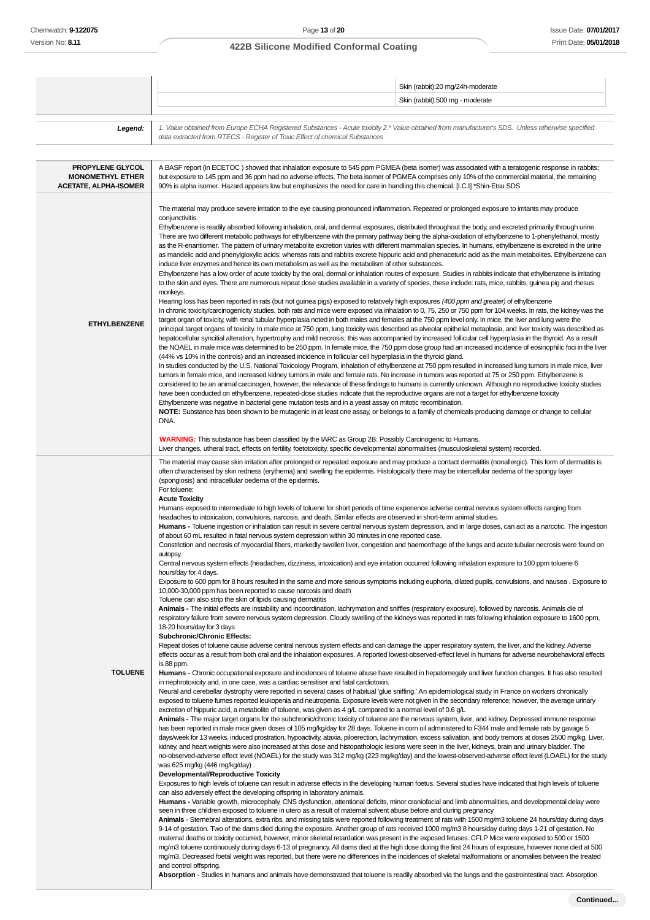| | | |
|---|---|---|
| | | Skin (rabbit):20 mg/24h-moderate |
| | | Skin (rabbit):500 mg - moderate |

| | |
|---|---|
| ***Legend:*** | *1. Value obtained from Europe ECHA Registered Substances - Acute toxicity 2.* Value obtained from manufacturer's SDS. Unless otherwise specified data extracted from RTECS - Register of Toxic Effect of chemical Substances* |

| | |
|---|---|
| **PROPYLENE GLYCOL MONOMETHYL ETHER ACETATE, ALPHA-ISOMER** | A BASF report (in ECETOC ) showed that inhalation exposure to 545 ppm PGMEA (beta isomer) was associated with a teratogenic response in rabbits; but exposure to 145 ppm and 36 ppm had no adverse effects. The beta isomer of PGMEA comprises only 10% of the commercial material, the remaining 90% is alpha isomer. Hazard appears low but emphasizes the need for care in handling this chemical. [I.C.I] *Shin-Etsu SDS |
| **ETHYLBENZENE** | The material may produce severe irritation to the eye causing pronounced inflammation. Repeated or prolonged exposure to irritants may produce conjunctivitis.<br>Ethylbenzene is readily absorbed following inhalation, oral, and dermal exposures, distributed throughout the body, and excreted primarily through urine. There are two different metabolic pathways for ethylbenzene with the primary pathway being the alpha-oxidation of ethylbenzene to 1-phenylethanol, mostly as the R-enantiomer. The pattern of urinary metabolite excretion varies with different mammalian species. In humans, ethylbenzene is excreted in the urine as mandelic acid and phenylglyoxylic acids; whereas rats and rabbits excrete hippuric acid and phenaceturic acid as the main metabolites. Ethylbenzene can induce liver enzymes and hence its own metabolism as well as the metabolism of other substances.<br>Ethylbenzene has a low order of acute toxicity by the oral, dermal or inhalation routes of exposure. Studies in rabbits indicate that ethylbenzene is irritating to the skin and eyes. There are numerous repeat dose studies available in a variety of species, these include: rats, mice, rabbits, guinea pig and rhesus monkeys.<br>Hearing loss has been reported in rats (but not guinea pigs) exposed to relatively high exposures *(400 ppm and greater)* of ethylbenzene<br>In chronic toxicity/carcinogenicity studies, both rats and mice were exposed via inhalation to 0, 75, 250 or 750 ppm for 104 weeks. In rats, the kidney was the target organ of toxicity, with renal tubular hyperplasia noted in both males and females at the 750 ppm level only. In mice, the liver and lung were the principal target organs of toxicity. In male mice at 750 ppm, lung toxicity was described as alveolar epithelial metaplasia, and liver toxicity was described as hepatocellular syncitial alteration, hypertrophy and mild necrosis; this was accompanied by increased follicular cell hyperplasia in the thyroid. As a result the NOAEL in male mice was determined to be 250 ppm. In female mice, the 750 ppm dose group had an increased incidence of eosinophilic foci in the liver (44% vs 10% in the controls) and an increased incidence in follicular cell hyperplasia in the thyroid gland.<br>In studies conducted by the U.S. National Toxicology Program, inhalation of ethylbenzene at 750 ppm resulted in increased lung tumors in male mice, liver tumors in female mice, and increased kidney tumors in male and female rats. No increase in tumors was reported at 75 or 250 ppm. Ethylbenzene is considered to be an animal carcinogen, however, the relevance of these findings to humans is currently unknown. Although no reproductive toxicity studies have been conducted on ethylbenzene, repeated-dose studies indicate that the reproductive organs are not a target for ethylbenzene toxicity<br>Ethylbenzene was negative in bacterial gene mutation tests and in a yeast assay on mitotic recombination.<br>**NOTE:** Substance has been shown to be mutagenic in at least one assay, or belongs to a family of chemicals producing damage or change to cellular DNA.<br><br>**WARNING:** This substance has been classified by the IARC as Group 2B: Possibly Carcinogenic to Humans.<br>Liver changes, utheral tract, effects on fertility, foetotoxicity, specific developmental abnormalities (musculoskeletal system) recorded. |
| **TOLUENE** | The material may cause skin irritation after prolonged or repeated exposure and may produce a contact dermatitis (nonallergic). This form of dermatitis is often characterised by skin redness (erythema) and swelling the epidermis. Histologically there may be intercellular oedema of the spongy layer (spongiosis) and intracellular oedema of the epidermis.<br>For toluene:<br>**Acute Toxicity**<br>Humans exposed to intermediate to high levels of toluene for short periods of time experience adverse central nervous system effects ranging from headaches to intoxication, convulsions, narcosis, and death. Similar effects are observed in short-term animal studies.<br>**Humans -** Toluene ingestion or inhalation can result in severe central nervous system depression, and in large doses, can act as a narcotic. The ingestion of about 60 mL resulted in fatal nervous system depression within 30 minutes in one reported case.<br>Constriction and necrosis of myocardial fibers, markedly swollen liver, congestion and haemorrhage of the lungs and acute tubular necrosis were found on autopsy.<br>Central nervous system effects (headaches, dizziness, intoxication) and eye irritation occurred following inhalation exposure to 100 ppm toluene 6 hours/day for 4 days.<br>Exposure to 600 ppm for 8 hours resulted in the same and more serious symptoms including euphoria, dilated pupils, convulsions, and nausea . Exposure to 10,000-30,000 ppm has been reported to cause narcosis and death<br>Toluene can also strip the skin of lipids causing dermatitis<br>**Animals -** The initial effects are instability and incoordination, lachrymation and sniffles (respiratory exposure), followed by narcosis. Animals die of respiratory failure from severe nervous system depression. Cloudy swelling of the kidneys was reported in rats following inhalation exposure to 1600 ppm, 18-20 hours/day for 3 days<br>**Subchronic/Chronic Effects:**<br>Repeat doses of toluene cause adverse central nervous system effects and can damage the upper respiratory system, the liver, and the kidney. Adverse effects occur as a result from both oral and the inhalation exposures. A reported lowest-observed-effect level in humans for adverse neurobehavioral effects is 88 ppm.<br>**Humans -** Chronic occupational exposure and incidences of toluene abuse have resulted in hepatomegaly and liver function changes. It has also resulted in nephrotoxicity and, in one case, was a cardiac sensitiser and fatal cardiotoxin.<br>Neural and cerebellar dystrophy were reported in several cases of habitual 'glue sniffing.' An epidemiological study in France on workers chronically exposed to toluene fumes reported leukopenia and neutropenia. Exposure levels were not given in the secondary reference; however, the average urinary excretion of hippuric acid, a metabolite of toluene, was given as 4 g/L compared to a normal level of 0.6 g/L<br>**Animals -** The major target organs for the subchronic/chronic toxicity of toluene are the nervous system, liver, and kidney. Depressed immune response has been reported in male mice given doses of 105 mg/kg/day for 28 days. Toluene in corn oil administered to F344 male and female rats by gavage 5 days/week for 13 weeks, induced prostration, hypoactivity, ataxia, piloerection, lachrymation, excess salivation, and body tremors at doses 2500 mg/kg. Liver, kidney, and heart weights were also increased at this dose and histopathologic lesions were seen in the liver, kidneys, brain and urinary bladder. The no-observed-adverse effect level (NOAEL) for the study was 312 mg/kg (223 mg/kg/day) and the lowest-observed-adverse effect level (LOAEL) for the study was 625 mg/kg (446 mg/kg/day) .<br>**Developmental/Reproductive Toxicity**<br>Exposures to high levels of toluene can result in adverse effects in the developing human foetus. Several studies have indicated that high levels of toluene can also adversely effect the developing offspring in laboratory animals.<br>**Humans -** Variable growth, microcephaly, CNS dysfunction, attentional deficits, minor craniofacial and limb abnormalities, and developmental delay were seen in three children exposed to toluene in utero as a result of maternal solvent abuse before and during pregnancy<br>**Animals** - Sternebral alterations, extra ribs, and missing tails were reported following treatment of rats with 1500 mg/m3 toluene 24 hours/day during days 9-14 of gestation. Two of the dams died during the exposure. Another group of rats received 1000 mg/m3 8 hours/day during days 1-21 of gestation. No maternal deaths or toxicity occurred, however, minor skeletal retardation was present in the exposed fetuses. CFLP Mice were exposed to 500 or 1500 mg/m3 toluene continuously during days 6-13 of pregnancy. All dams died at the high dose during the first 24 hours of exposure, however none died at 500 mg/m3. Decreased foetal weight was reported, but there were no differences in the incidences of skeletal malformations or anomalies between the treated and control offspring.<br>**Absorption** - Studies in humans and animals have demonstrated that toluene is readily absorbed via the lungs and the gastrointestinal tract. Absorption |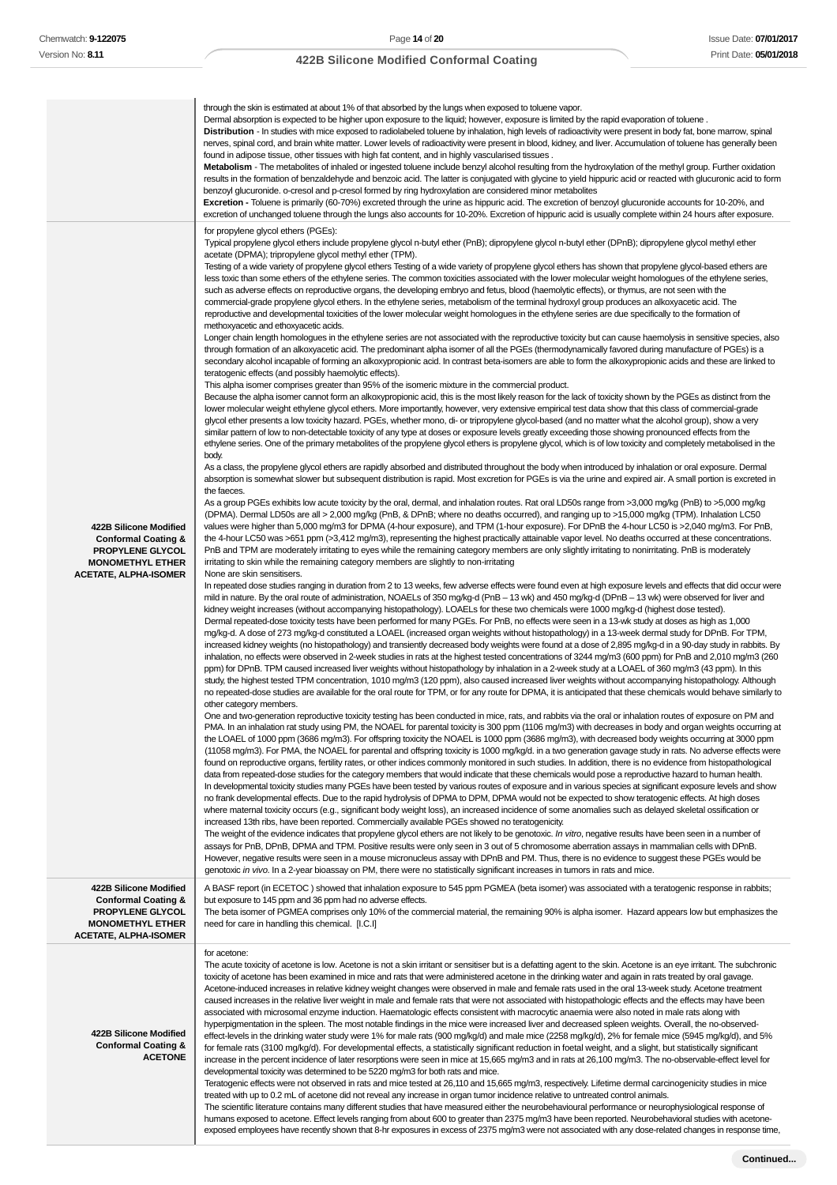| | |
|---|---|
| | through the skin is estimated at about 1% of that absorbed by the lungs when exposed to toluene vapor.<br>Dermal absorption is expected to be higher upon exposure to the liquid; however, exposure is limited by the rapid evaporation of toluene .<br>**Distribution** - In studies with mice exposed to radiolabeled toluene by inhalation, high levels of radioactivity were present in body fat, bone marrow, spinal nerves, spinal cord, and brain white matter. Lower levels of radioactivity were present in blood, kidney, and liver. Accumulation of toluene has generally been found in adipose tissue, other tissues with high fat content, and in highly vascularised tissues .<br>**Metabolism** - The metabolites of inhaled or ingested toluene include benzyl alcohol resulting from the hydroxylation of the methyl group. Further oxidation results in the formation of benzaldehyde and benzoic acid. The latter is conjugated with glycine to yield hippuric acid or reacted with glucuronic acid to form benzoyl glucuronide. o-cresol and p-cresol formed by ring hydroxylation are considered minor metabolites<br>**Excretion -** Toluene is primarily (60-70%) excreted through the urine as hippuric acid. The excretion of benzoyl glucuronide accounts for 10-20%, and excretion of unchanged toluene through the lungs also accounts for 10-20%. Excretion of hippuric acid is usually complete within 24 hours after exposure. |
| **422B Silicone Modified Conformal Coating & PROPYLENE GLYCOL MONOMETHYL ETHER ACETATE, ALPHA-ISOMER** | for propylene glycol ethers (PGEs):<br>Typical propylene glycol ethers include propylene glycol n-butyl ether (PnB); dipropylene glycol n-butyl ether (DPnB); dipropylene glycol methyl ether acetate (DPMA); tripropylene glycol methyl ether (TPM).<br>Testing of a wide variety of propylene glycol ethers Testing of a wide variety of propylene glycol ethers has shown that propylene glycol-based ethers are less toxic than some ethers of the ethylene series. The common toxicities associated with the lower molecular weight homologues of the ethylene series, such as adverse effects on reproductive organs, the developing embryo and fetus, blood (haemolytic effects), or thymus, are not seen with the commercial-grade propylene glycol ethers. In the ethylene series, metabolism of the terminal hydroxyl group produces an alkoxyacetic acid. The reproductive and developmental toxicities of the lower molecular weight homologues in the ethylene series are due specifically to the formation of methoxyacetic and ethoxyacetic acids.<br>Longer chain length homologues in the ethylene series are not associated with the reproductive toxicity but can cause haemolysis in sensitive species, also through formation of an alkoxyacetic acid. The predominant alpha isomer of all the PGEs (thermodynamically favored during manufacture of PGEs) is a secondary alcohol incapable of forming an alkoxypropionic acid. In contrast beta-isomers are able to form the alkoxypropionic acids and these are linked to teratogenic effects (and possibly haemolytic effects).<br>This alpha isomer comprises greater than 95% of the isomeric mixture in the commercial product.<br>Because the alpha isomer cannot form an alkoxypropionic acid, this is the most likely reason for the lack of toxicity shown by the PGEs as distinct from the lower molecular weight ethylene glycol ethers. More importantly, however, very extensive empirical test data show that this class of commercial-grade glycol ether presents a low toxicity hazard. PGEs, whether mono, di- or tripropylene glycol-based (and no matter what the alcohol group), show a very similar pattern of low to non-detectable toxicity of any type at doses or exposure levels greatly exceeding those showing pronounced effects from the ethylene series. One of the primary metabolites of the propylene glycol ethers is propylene glycol, which is of low toxicity and completely metabolised in the body.<br>As a class, the propylene glycol ethers are rapidly absorbed and distributed throughout the body when introduced by inhalation or oral exposure. Dermal absorption is somewhat slower but subsequent distribution is rapid. Most excretion for PGEs is via the urine and expired air. A small portion is excreted in the faeces.<br>As a group PGEs exhibits low acute toxicity by the oral, dermal, and inhalation routes. Rat oral LD50s range from >3,000 mg/kg (PnB) to >5,000 mg/kg (DPMA). Dermal LD50s are all > 2,000 mg/kg (PnB, & DPnB; where no deaths occurred), and ranging up to >15,000 mg/kg (TPM). Inhalation LC50 values were higher than 5,000 mg/m3 for DPMA (4-hour exposure), and TPM (1-hour exposure). For DPnB the 4-hour LC50 is >2,040 mg/m3. For PnB, the 4-hour LC50 was >651 ppm (>3,412 mg/m3), representing the highest practically attainable vapor level. No deaths occurred at these concentrations. PnB and TPM are moderately irritating to eyes while the remaining category members are only slightly irritating to nonirritating. PnB is moderately irritating to skin while the remaining category members are slightly to non-irritating<br>None are skin sensitisers.<br>In repeated dose studies ranging in duration from 2 to 13 weeks, few adverse effects were found even at high exposure levels and effects that did occur were mild in nature. By the oral route of administration, NOAELs of 350 mg/kg-d (PnB – 13 wk) and 450 mg/kg-d (DPnB – 13 wk) were observed for liver and kidney weight increases (without accompanying histopathology). LOAELs for these two chemicals were 1000 mg/kg-d (highest dose tested).<br>Dermal repeated-dose toxicity tests have been performed for many PGEs. For PnB, no effects were seen in a 13-wk study at doses as high as 1,000 mg/kg-d. A dose of 273 mg/kg-d constituted a LOAEL (increased organ weights without histopathology) in a 13-week dermal study for DPnB. For TPM, increased kidney weights (no histopathology) and transiently decreased body weights were found at a dose of 2,895 mg/kg-d in a 90-day study in rabbits. By inhalation, no effects were observed in 2-week studies in rats at the highest tested concentrations of 3244 mg/m3 (600 ppm) for PnB and 2,010 mg/m3 (260 ppm) for DPnB. TPM caused increased liver weights without histopathology by inhalation in a 2-week study at a LOAEL of 360 mg/m3 (43 ppm). In this study, the highest tested TPM concentration, 1010 mg/m3 (120 ppm), also caused increased liver weights without accompanying histopathology. Although no repeated-dose studies are available for the oral route for TPM, or for any route for DPMA, it is anticipated that these chemicals would behave similarly to other category members.<br>One and two-generation reproductive toxicity testing has been conducted in mice, rats, and rabbits via the oral or inhalation routes of exposure on PM and PMA. In an inhalation rat study using PM, the NOAEL for parental toxicity is 300 ppm (1106 mg/m3) with decreases in body and organ weights occurring at the LOAEL of 1000 ppm (3686 mg/m3). For offspring toxicity the NOAEL is 1000 ppm (3686 mg/m3), with decreased body weights occurring at 3000 ppm (11058 mg/m3). For PMA, the NOAEL for parental and offspring toxicity is 1000 mg/kg/d. in a two generation gavage study in rats. No adverse effects were found on reproductive organs, fertility rates, or other indices commonly monitored in such studies. In addition, there is no evidence from histopathological data from repeated-dose studies for the category members that would indicate that these chemicals would pose a reproductive hazard to human health.<br>In developmental toxicity studies many PGEs have been tested by various routes of exposure and in various species at significant exposure levels and show no frank developmental effects. Due to the rapid hydrolysis of DPMA to DPM, DPMA would not be expected to show teratogenic effects. At high doses where maternal toxicity occurs (e.g., significant body weight loss), an increased incidence of some anomalies such as delayed skeletal ossification or increased 13th ribs, have been reported. Commercially available PGEs showed no teratogenicity.<br>The weight of the evidence indicates that propylene glycol ethers are not likely to be genotoxic. *In vitro*, negative results have been seen in a number of assays for PnB, DPnB, DPMA and TPM. Positive results were only seen in 3 out of 5 chromosome aberration assays in mammalian cells with DPnB. However, negative results were seen in a mouse micronucleus assay with DPnB and PM. Thus, there is no evidence to suggest these PGEs would be genotoxic *in vivo*. In a 2-year bioassay on PM, there were no statistically significant increases in tumors in rats and mice. |
| **422B Silicone Modified Conformal Coating & PROPYLENE GLYCOL MONOMETHYL ETHER ACETATE, ALPHA-ISOMER** | A BASF report (in ECETOC ) showed that inhalation exposure to 545 ppm PGMEA (beta isomer) was associated with a teratogenic response in rabbits; but exposure to 145 ppm and 36 ppm had no adverse effects.<br>The beta isomer of PGMEA comprises only 10% of the commercial material, the remaining 90% is alpha isomer. Hazard appears low but emphasizes the need for care in handling this chemical. [I.C.I] |
| **422B Silicone Modified Conformal Coating & ACETONE** | for acetone:<br>The acute toxicity of acetone is low. Acetone is not a skin irritant or sensitiser but is a defatting agent to the skin. Acetone is an eye irritant. The subchronic toxicity of acetone has been examined in mice and rats that were administered acetone in the drinking water and again in rats treated by oral gavage. Acetone-induced increases in relative kidney weight changes were observed in male and female rats used in the oral 13-week study. Acetone treatment caused increases in the relative liver weight in male and female rats that were not associated with histopathologic effects and the effects may have been associated with microsomal enzyme induction. Haematologic effects consistent with macrocytic anaemia were also noted in male rats along with hyperpigmentation in the spleen. The most notable findings in the mice were increased liver and decreased spleen weights. Overall, the no-observed-effect-levels in the drinking water study were 1% for male rats (900 mg/kg/d) and male mice (2258 mg/kg/d), 2% for female mice (5945 mg/kg/d), and 5% for female rats (3100 mg/kg/d). For developmental effects, a statistically significant reduction in foetal weight, and a slight, but statistically significant increase in the percent incidence of later resorptions were seen in mice at 15,665 mg/m3 and in rats at 26,100 mg/m3. The no-observable-effect level for developmental toxicity was determined to be 5220 mg/m3 for both rats and mice.<br>Teratogenic effects were not observed in rats and mice tested at 26,110 and 15,665 mg/m3, respectively. Lifetime dermal carcinogenicity studies in mice treated with up to 0.2 mL of acetone did not reveal any increase in organ tumor incidence relative to untreated control animals.<br>The scientific literature contains many different studies that have measured either the neurobehavioural performance or neurophysiological response of humans exposed to acetone. Effect levels ranging from about 600 to greater than 2375 mg/m3 have been reported. Neurobehavioral studies with acetone-exposed employees have recently shown that 8-hr exposures in excess of 2375 mg/m3 were not associated with any dose-related changes in response time, |

**Continued...**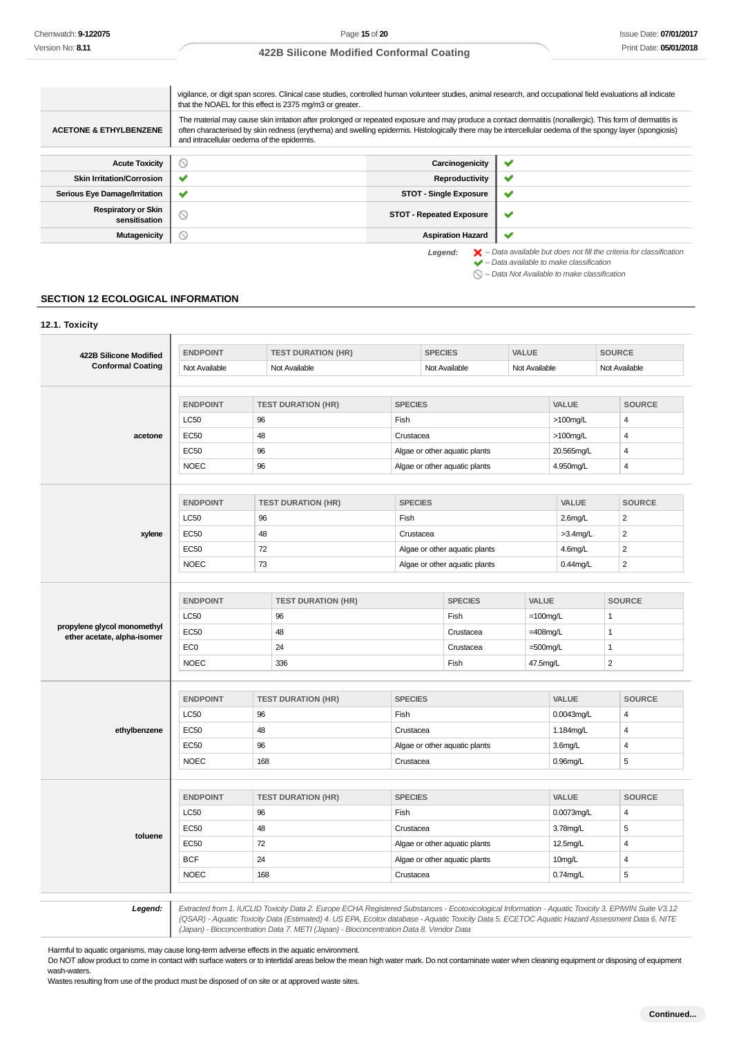| | |
|---|---|
| | vigilance, or digit span scores. Clinical case studies, controlled human volunteer studies, animal research, and occupational field evaluations all indicate that the NOAEL for this effect is 2375 mg/m3 or greater. |
| **ACETONE & ETHYLBENZENE** | The material may cause skin irritation after prolonged or repeated exposure and may produce a contact dermatitis (nonallergic). This form of dermatitis is often characterised by skin redness (erythema) and swelling epidermis. Histologically there may be intercellular oedema of the spongy layer (spongiosis) and intracellular oedema of the epidermis. |

| | | | |
|---|---|---|---|
| **Acute Toxicity** | ⃠ | **Carcinogenicity** | ✔ |
| **Skin Irritation/Corrosion** | ✔ | **Reproductivity** | ✔ |
| **Serious Eye Damage/Irritation** | ✔ | **STOT - Single Exposure** | ✔ |
| **Respiratory or Skin sensitisation** | ⃠ | **STOT - Repeated Exposure** | ✔ |
| **Mutagenicity** | ⃠ | **Aspiration Hazard** | ✔ |

*Legend:*
- ✘ *– Data available but does not fill the criteria for classification*
- ✔ *– Data available to make classification*
- ⃠ *– Data Not Available to make classification*

## SECTION 12 ECOLOGICAL INFORMATION

### 12.1. Toxicity

**422B Silicone Modified Conformal Coating**

| ENDPOINT | TEST DURATION (HR) | SPECIES | VALUE | SOURCE |
|---|---|---|---|---|
| Not Available | Not Available | Not Available | Not Available | Not Available |

**acetone**

| ENDPOINT | TEST DURATION (HR) | SPECIES | VALUE | SOURCE |
|---|---|---|---|---|
| LC50 | 96 | Fish | >100mg/L | 4 |
| EC50 | 48 | Crustacea | >100mg/L | 4 |
| EC50 | 96 | Algae or other aquatic plants | 20.565mg/L | 4 |
| NOEC | 96 | Algae or other aquatic plants | 4.950mg/L | 4 |

**xylene**

| ENDPOINT | TEST DURATION (HR) | SPECIES | VALUE | SOURCE |
|---|---|---|---|---|
| LC50 | 96 | Fish | 2.6mg/L | 2 |
| EC50 | 48 | Crustacea | >3.4mg/L | 2 |
| EC50 | 72 | Algae or other aquatic plants | 4.6mg/L | 2 |
| NOEC | 73 | Algae or other aquatic plants | 0.44mg/L | 2 |

**propylene glycol monomethyl ether acetate, alpha-isomer**

| ENDPOINT | TEST DURATION (HR) | SPECIES | VALUE | SOURCE |
|---|---|---|---|---|
| LC50 | 96 | Fish | =100mg/L | 1 |
| EC50 | 48 | Crustacea | =408mg/L | 1 |
| EC0 | 24 | Crustacea | =500mg/L | 1 |
| NOEC | 336 | Fish | 47.5mg/L | 2 |

**ethylbenzene**

| ENDPOINT | TEST DURATION (HR) | SPECIES | VALUE | SOURCE |
|---|---|---|---|---|
| LC50 | 96 | Fish | 0.0043mg/L | 4 |
| EC50 | 48 | Crustacea | 1.184mg/L | 4 |
| EC50 | 96 | Algae or other aquatic plants | 3.6mg/L | 4 |
| NOEC | 168 | Crustacea | 0.96mg/L | 5 |

**toluene**

| ENDPOINT | TEST DURATION (HR) | SPECIES | VALUE | SOURCE |
|---|---|---|---|---|
| LC50 | 96 | Fish | 0.0073mg/L | 4 |
| EC50 | 48 | Crustacea | 3.78mg/L | 5 |
| EC50 | 72 | Algae or other aquatic plants | 12.5mg/L | 4 |
| BCF | 24 | Algae or other aquatic plants | 10mg/L | 4 |
| NOEC | 168 | Crustacea | 0.74mg/L | 5 |

***Legend:*** *Extracted from 1. IUCLID Toxicity Data 2. Europe ECHA Registered Substances - Ecotoxicological Information - Aquatic Toxicity 3. EPIWIN Suite V3.12 (QSAR) - Aquatic Toxicity Data (Estimated) 4. US EPA, Ecotox database - Aquatic Toxicity Data 5. ECETOC Aquatic Hazard Assessment Data 6. NITE (Japan) - Bioconcentration Data 7. METI (Japan) - Bioconcentration Data 8. Vendor Data*

Harmful to aquatic organisms, may cause long-term adverse effects in the aquatic environment.
Do NOT allow product to come in contact with surface waters or to intertidal areas below the mean high water mark. Do not contaminate water when cleaning equipment or disposing of equipment wash-waters.
Wastes resulting from use of the product must be disposed of on site or at approved waste sites.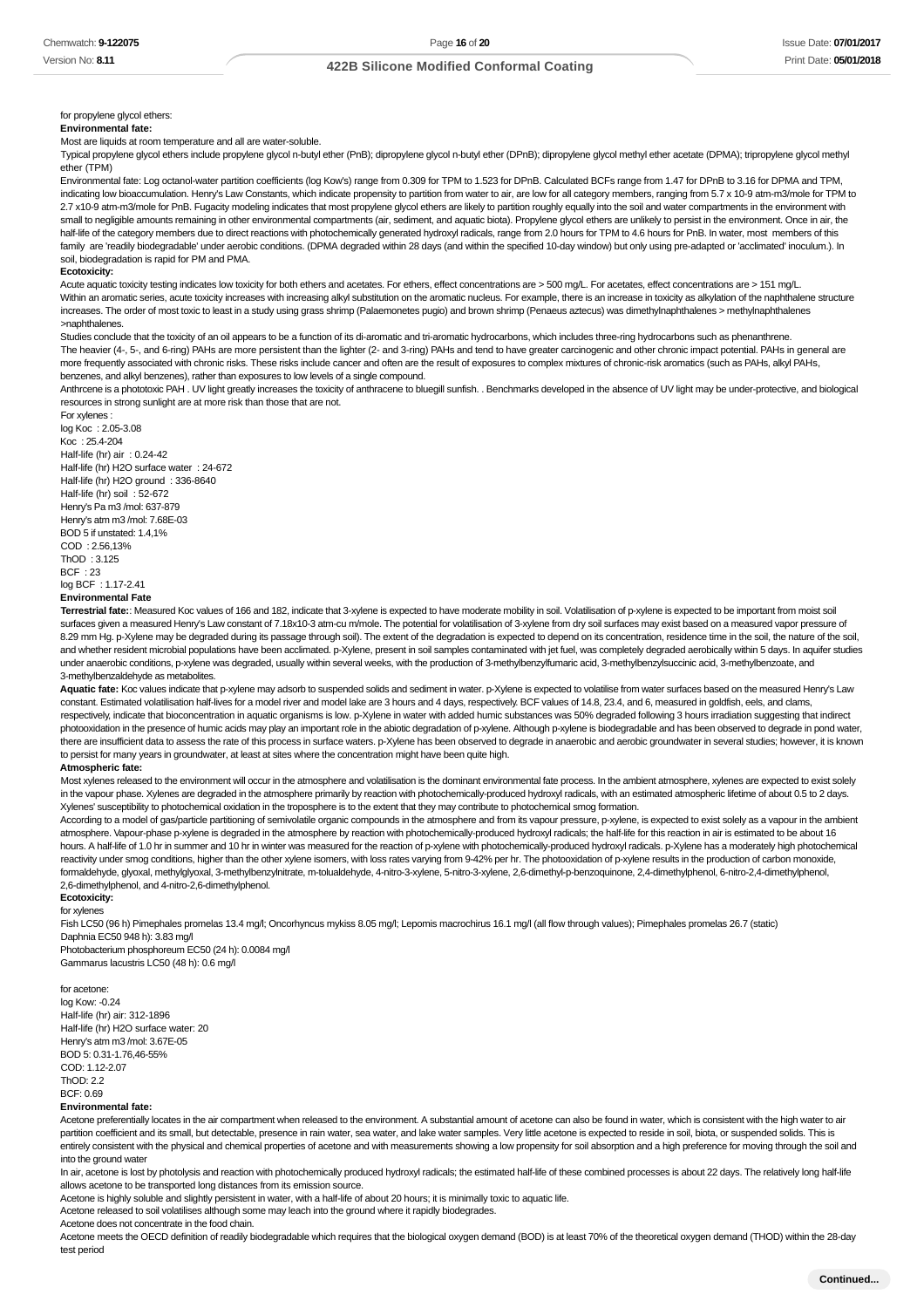for propylene glycol ethers:

**Environmental fate:**

Most are liquids at room temperature and all are water-soluble.

Typical propylene glycol ethers include propylene glycol n-butyl ether (PnB); dipropylene glycol n-butyl ether (DPnB); dipropylene glycol methyl ether acetate (DPMA); tripropylene glycol methyl ether (TPM)

Environmental fate: Log octanol-water partition coefficients (log Kow's) range from 0.309 for TPM to 1.523 for DPnB. Calculated BCFs range from 1.47 for DPnB to 3.16 for DPMA and TPM, indicating low bioaccumulation. Henry's Law Constants, which indicate propensity to partition from water to air, are low for all category members, ranging from 5.7 x 10-9 atm-m3/mole for TPM to 2.7 x10-9 atm-m3/mole for PnB. Fugacity modeling indicates that most propylene glycol ethers are likely to partition roughly equally into the soil and water compartments in the environment with small to negligible amounts remaining in other environmental compartments (air, sediment, and aquatic biota). Propylene glycol ethers are unlikely to persist in the environment. Once in air, the half-life of the category members due to direct reactions with photochemically generated hydroxyl radicals, range from 2.0 hours for TPM to 4.6 hours for PnB. In water, most members of this family are 'readily biodegradable' under aerobic conditions. (DPMA degraded within 28 days (and within the specified 10-day window) but only using pre-adapted or 'acclimated' inoculum.). In soil, biodegradation is rapid for PM and PMA.

**Ecotoxicity:**

Acute aquatic toxicity testing indicates low toxicity for both ethers and acetates. For ethers, effect concentrations are > 500 mg/L. For acetates, effect concentrations are > 151 mg/L.

Within an aromatic series, acute toxicity increases with increasing alkyl substitution on the aromatic nucleus. For example, there is an increase in toxicity as alkylation of the naphthalene structure increases. The order of most toxic to least in a study using grass shrimp (Palaemonetes pugio) and brown shrimp (Penaeus aztecus) was dimethylnaphthalenes > methylnaphthalenes >naphthalenes.

Studies conclude that the toxicity of an oil appears to be a function of its di-aromatic and tri-aromatic hydrocarbons, which includes three-ring hydrocarbons such as phenanthrene.

The heavier (4-, 5-, and 6-ring) PAHs are more persistent than the lighter (2- and 3-ring) PAHs and tend to have greater carcinogenic and other chronic impact potential. PAHs in general are more frequently associated with chronic risks. These risks include cancer and often are the result of exposures to complex mixtures of chronic-risk aromatics (such as PAHs, alkyl PAHs, benzenes, and alkyl benzenes), rather than exposures to low levels of a single compound.

Anthrcene is a phototoxic PAH . UV light greatly increases the toxicity of anthracene to bluegill sunfish. . Benchmarks developed in the absence of UV light may be under-protective, and biological resources in strong sunlight are at more risk than those that are not.

For xylenes :
log Koc : 2.05-3.08
Koc : 25.4-204
Half-life (hr) air : 0.24-42
Half-life (hr) H2O surface water : 24-672
Half-life (hr) H2O ground : 336-8640
Half-life (hr) soil : 52-672
Henry's Pa m3 /mol: 637-879
Henry's atm m3 /mol: 7.68E-03
BOD 5 if unstated: 1.4,1%
COD : 2.56,13%
ThOD : 3.125
BCF : 23
log BCF : 1.17-2.41

**Environmental Fate**

**Terrestrial fate:**: Measured Koc values of 166 and 182, indicate that 3-xylene is expected to have moderate mobility in soil. Volatilisation of p-xylene is expected to be important from moist soil surfaces given a measured Henry's Law constant of 7.18x10-3 atm-cu m/mole. The potential for volatilisation of 3-xylene from dry soil surfaces may exist based on a measured vapor pressure of 8.29 mm Hg. p-Xylene may be degraded during its passage through soil). The extent of the degradation is expected to depend on its concentration, residence time in the soil, the nature of the soil, and whether resident microbial populations have been acclimated. p-Xylene, present in soil samples contaminated with jet fuel, was completely degraded aerobically within 5 days. In aquifer studies under anaerobic conditions, p-xylene was degraded, usually within several weeks, with the production of 3-methylbenzylfumaric acid, 3-methylbenzylsuccinic acid, 3-methylbenzoate, and 3-methylbenzaldehyde as metabolites.

**Aquatic fate:** Koc values indicate that p-xylene may adsorb to suspended solids and sediment in water. p-Xylene is expected to volatilise from water surfaces based on the measured Henry's Law constant. Estimated volatilisation half-lives for a model river and model lake are 3 hours and 4 days, respectively. BCF values of 14.8, 23.4, and 6, measured in goldfish, eels, and clams, respectively, indicate that bioconcentration in aquatic organisms is low. p-Xylene in water with added humic substances was 50% degraded following 3 hours irradiation suggesting that indirect photooxidation in the presence of humic acids may play an important role in the abiotic degradation of p-xylene. Although p-xylene is biodegradable and has been observed to degrade in pond water, there are insufficient data to assess the rate of this process in surface waters. p-Xylene has been observed to degrade in anaerobic and aerobic groundwater in several studies; however, it is known to persist for many years in groundwater, at least at sites where the concentration might have been quite high.

**Atmospheric fate:**

Most xylenes released to the environment will occur in the atmosphere and volatilisation is the dominant environmental fate process. In the ambient atmosphere, xylenes are expected to exist solely in the vapour phase. Xylenes are degraded in the atmosphere primarily by reaction with photochemically-produced hydroxyl radicals, with an estimated atmospheric lifetime of about 0.5 to 2 days. Xylenes' susceptibility to photochemical oxidation in the troposphere is to the extent that they may contribute to photochemical smog formation.

According to a model of gas/particle partitioning of semivolatile organic compounds in the atmosphere and from its vapour pressure, p-xylene, is expected to exist solely as a vapour in the ambient atmosphere. Vapour-phase p-xylene is degraded in the atmosphere by reaction with photochemically-produced hydroxyl radicals; the half-life for this reaction in air is estimated to be about 16 hours. A half-life of 1.0 hr in summer and 10 hr in winter was measured for the reaction of p-xylene with photochemically-produced hydroxyl radicals. p-Xylene has a moderately high photochemical reactivity under smog conditions, higher than the other xylene isomers, with loss rates varying from 9-42% per hr. The photooxidation of p-xylene results in the production of carbon monoxide, formaldehyde, glyoxal, methylglyoxal, 3-methylbenzylnitrate, m-tolualdehyde, 4-nitro-3-xylene, 5-nitro-3-xylene, 2,6-dimethyl-p-benzoquinone, 2,4-dimethylphenol, 6-nitro-2,4-dimethylphenol, 2,6-dimethylphenol, and 4-nitro-2,6-dimethylphenol.

**Ecotoxicity:**

for xylenes

Fish LC50 (96 h) Pimephales promelas 13.4 mg/l; Oncorhyncus mykiss 8.05 mg/l; Lepomis macrochirus 16.1 mg/l (all flow through values); Pimephales promelas 26.7 (static)
Daphnia EC50 948 h): 3.83 mg/l
Photobacterium phosphoreum EC50 (24 h): 0.0084 mg/l
Gammarus lacustris LC50 (48 h): 0.6 mg/l

for acetone:
log Kow: -0.24
Half-life (hr) air: 312-1896
Half-life (hr) H2O surface water: 20
Henry's atm m3 /mol: 3.67E-05
BOD 5: 0.31-1.76,46-55%
COD: 1.12-2.07
ThOD: 2.2
BCF: 0.69

**Environmental fate:**

Acetone preferentially locates in the air compartment when released to the environment. A substantial amount of acetone can also be found in water, which is consistent with the high water to air partition coefficient and its small, but detectable, presence in rain water, sea water, and lake water samples. Very little acetone is expected to reside in soil, biota, or suspended solids. This is entirely consistent with the physical and chemical properties of acetone and with measurements showing a low propensity for soil absorption and a high preference for moving through the soil and into the ground water

In air, acetone is lost by photolysis and reaction with photochemically produced hydroxyl radicals; the estimated half-life of these combined processes is about 22 days. The relatively long half-life allows acetone to be transported long distances from its emission source.

Acetone is highly soluble and slightly persistent in water, with a half-life of about 20 hours; it is minimally toxic to aquatic life.

Acetone released to soil volatilises although some may leach into the ground where it rapidly biodegrades.

Acetone does not concentrate in the food chain.

Acetone meets the OECD definition of readily biodegradable which requires that the biological oxygen demand (BOD) is at least 70% of the theoretical oxygen demand (THOD) within the 28-day test period

**Continued...**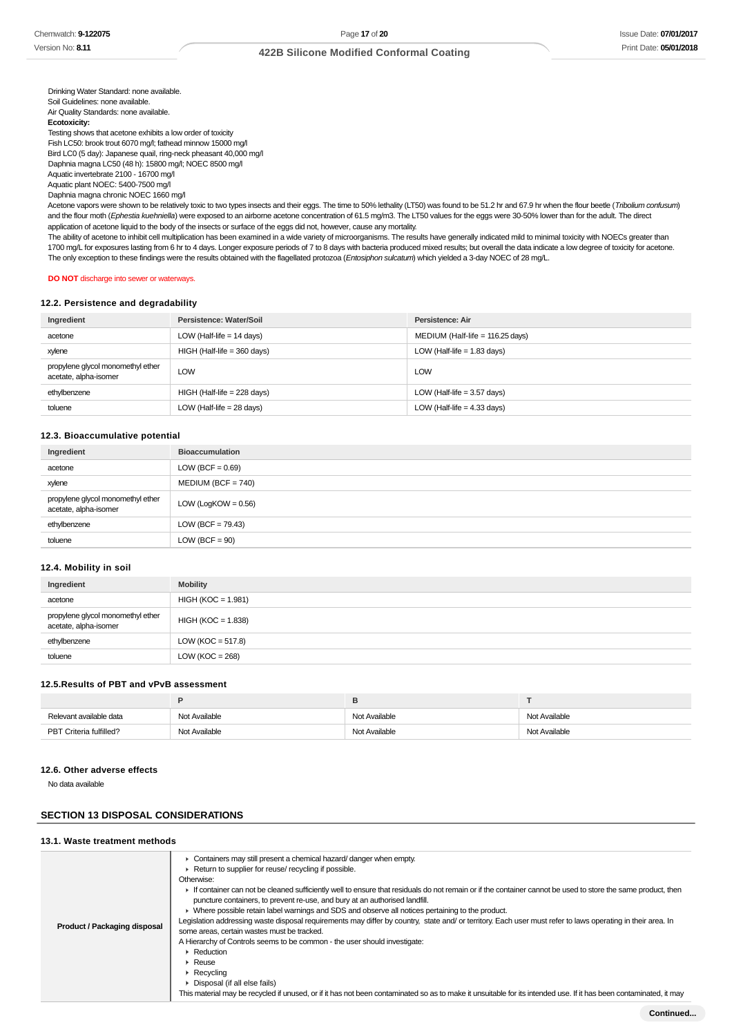Drinking Water Standard: none available.
Soil Guidelines: none available.
Air Quality Standards: none available.

**Ecotoxicity:**

Testing shows that acetone exhibits a low order of toxicity
Fish LC50: brook trout 6070 mg/l; fathead minnow 15000 mg/l
Bird LC0 (5 day): Japanese quail, ring-neck pheasant 40,000 mg/l
Daphnia magna LC50 (48 h): 15800 mg/l; NOEC 8500 mg/l
Aquatic invertebrate 2100 - 16700 mg/l
Aquatic plant NOEC: 5400-7500 mg/l
Daphnia magna chronic NOEC 1660 mg/l

Acetone vapors were shown to be relatively toxic to two types insects and their eggs. The time to 50% lethality (LT50) was found to be 51.2 hr and 67.9 hr when the flour beetle (*Tribolium confusum*) and the flour moth (*Ephestia kuehniella*) were exposed to an airborne acetone concentration of 61.5 mg/m3. The LT50 values for the eggs were 30-50% lower than for the adult. The direct application of acetone liquid to the body of the insects or surface of the eggs did not, however, cause any mortality.

The ability of acetone to inhibit cell multiplication has been examined in a wide variety of microorganisms. The results have generally indicated mild to minimal toxicity with NOECs greater than 1700 mg/L for exposures lasting from 6 hr to 4 days. Longer exposure periods of 7 to 8 days with bacteria produced mixed results; but overall the data indicate a low degree of toxicity for acetone. The only exception to these findings were the results obtained with the flagellated protozoa (*Entosiphon sulcatum*) which yielded a 3-day NOEC of 28 mg/L.

**DO NOT** discharge into sewer or waterways.

### 12.2. Persistence and degradability

| Ingredient | Persistence: Water/Soil | Persistence: Air |
|---|---|---|
| acetone | LOW (Half-life = 14 days) | MEDIUM (Half-life = 116.25 days) |
| xylene | HIGH (Half-life = 360 days) | LOW (Half-life = 1.83 days) |
| propylene glycol monomethyl ether acetate, alpha-isomer | LOW | LOW |
| ethylbenzene | HIGH (Half-life = 228 days) | LOW (Half-life = 3.57 days) |
| toluene | LOW (Half-life = 28 days) | LOW (Half-life = 4.33 days) |

### 12.3. Bioaccumulative potential

| Ingredient | Bioaccumulation |
|---|---|
| acetone | LOW (BCF = 0.69) |
| xylene | MEDIUM (BCF = 740) |
| propylene glycol monomethyl ether acetate, alpha-isomer | LOW (LogKOW = 0.56) |
| ethylbenzene | LOW (BCF = 79.43) |
| toluene | LOW (BCF = 90) |

### 12.4. Mobility in soil

| Ingredient | Mobility |
|---|---|
| acetone | HIGH (KOC = 1.981) |
| propylene glycol monomethyl ether acetate, alpha-isomer | HIGH (KOC = 1.838) |
| ethylbenzene | LOW (KOC = 517.8) |
| toluene | LOW (KOC = 268) |

### 12.5.Results of PBT and vPvB assessment

| | P | B | T |
|---|---|---|---|
| Relevant available data | Not Available | Not Available | Not Available |
| PBT Criteria fulfilled? | Not Available | Not Available | Not Available |

### 12.6. Other adverse effects

No data available

## SECTION 13 DISPOSAL CONSIDERATIONS

### 13.1. Waste treatment methods

| | |
|---|---|
| **Product / Packaging disposal** | ▸ Containers may still present a chemical hazard/ danger when empty.<br>▸ Return to supplier for reuse/ recycling if possible.<br>Otherwise:<br>▸ If container can not be cleaned sufficiently well to ensure that residuals do not remain or if the container cannot be used to store the same product, then puncture containers, to prevent re-use, and bury at an authorised landfill.<br>▸ Where possible retain label warnings and SDS and observe all notices pertaining to the product.<br>Legislation addressing waste disposal requirements may differ by country, state and/ or territory. Each user must refer to laws operating in their area. In some areas, certain wastes must be tracked.<br>A Hierarchy of Controls seems to be common - the user should investigate:<br>▸ Reduction<br>▸ Reuse<br>▸ Recycling<br>▸ Disposal (if all else fails)<br>This material may be recycled if unused, or if it has not been contaminated so as to make it unsuitable for its intended use. If it has been contaminated, it may |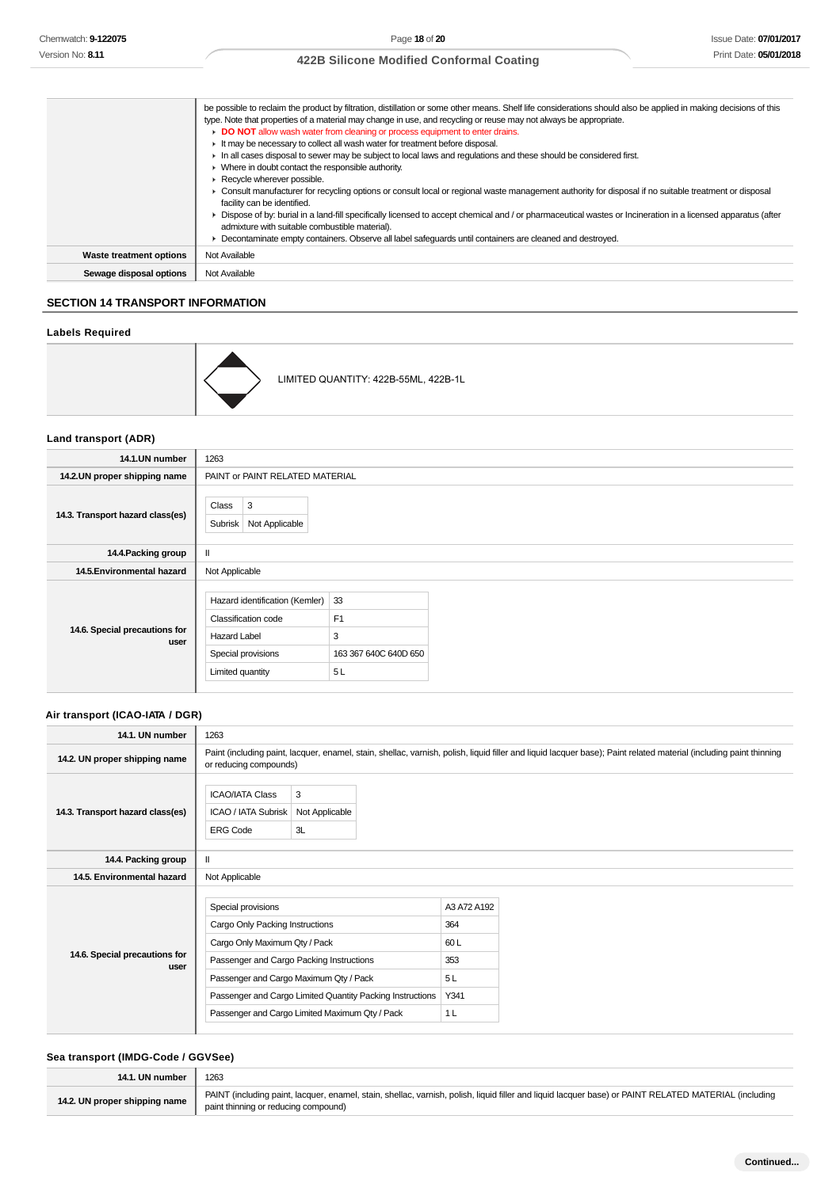| | |
|---|---|
| | be possible to reclaim the product by filtration, distillation or some other means. Shelf life considerations should also be applied in making decisions of this type. Note that properties of a material may change in use, and recycling or reuse may not always be appropriate.<br>▸ **DO NOT** allow wash water from cleaning or process equipment to enter drains.<br>▸ It may be necessary to collect all wash water for treatment before disposal.<br>▸ In all cases disposal to sewer may be subject to local laws and regulations and these should be considered first.<br>▸ Where in doubt contact the responsible authority.<br>▸ Recycle wherever possible.<br>▸ Consult manufacturer for recycling options or consult local or regional waste management authority for disposal if no suitable treatment or disposal facility can be identified.<br>▸ Dispose of by: burial in a land-fill specifically licensed to accept chemical and / or pharmaceutical wastes or Incineration in a licensed apparatus (after admixture with suitable combustible material).<br>▸ Decontaminate empty containers. Observe all label safeguards until containers are cleaned and destroyed. |
| **Waste treatment options** | Not Available |
| **Sewage disposal options** | Not Available |

## SECTION 14 TRANSPORT INFORMATION

### Labels Required

| | |
|---|---|
| | LIMITED QUANTITY: 422B-55ML, 422B-1L |

### Land transport (ADR)

| | |
|---|---|
| **14.1.UN number** | 1263 |
| **14.2.UN proper shipping name** | PAINT or PAINT RELATED MATERIAL |
| **14.3. Transport hazard class(es)** | Class: 3<br>Subrisk: Not Applicable |
| **14.4.Packing group** | II |
| **14.5.Environmental hazard** | Not Applicable |
| **14.6. Special precautions for user** | Hazard identification (Kemler): 33<br>Classification code: F1<br>Hazard Label: 3<br>Special provisions: 163 367 640C 640D 650<br>Limited quantity: 5 L |

### Air transport (ICAO-IATA / DGR)

| | |
|---|---|
| **14.1. UN number** | 1263 |
| **14.2. UN proper shipping name** | Paint (including paint, lacquer, enamel, stain, shellac, varnish, polish, liquid filler and liquid lacquer base); Paint related material (including paint thinning or reducing compounds) |
| **14.3. Transport hazard class(es)** | ICAO/IATA Class: 3<br>ICAO / IATA Subrisk: Not Applicable<br>ERG Code: 3L |
| **14.4. Packing group** | II |
| **14.5. Environmental hazard** | Not Applicable |
| **14.6. Special precautions for user** | Special provisions: A3 A72 A192<br>Cargo Only Packing Instructions: 364<br>Cargo Only Maximum Qty / Pack: 60 L<br>Passenger and Cargo Packing Instructions: 353<br>Passenger and Cargo Maximum Qty / Pack: 5 L<br>Passenger and Cargo Limited Quantity Packing Instructions: Y341<br>Passenger and Cargo Limited Maximum Qty / Pack: 1 L |

### Sea transport (IMDG-Code / GGVSee)

| | |
|---|---|
| **14.1. UN number** | 1263 |
| **14.2. UN proper shipping name** | PAINT (including paint, lacquer, enamel, stain, shellac, varnish, polish, liquid filler and liquid lacquer base) or PAINT RELATED MATERIAL (including paint thinning or reducing compound) |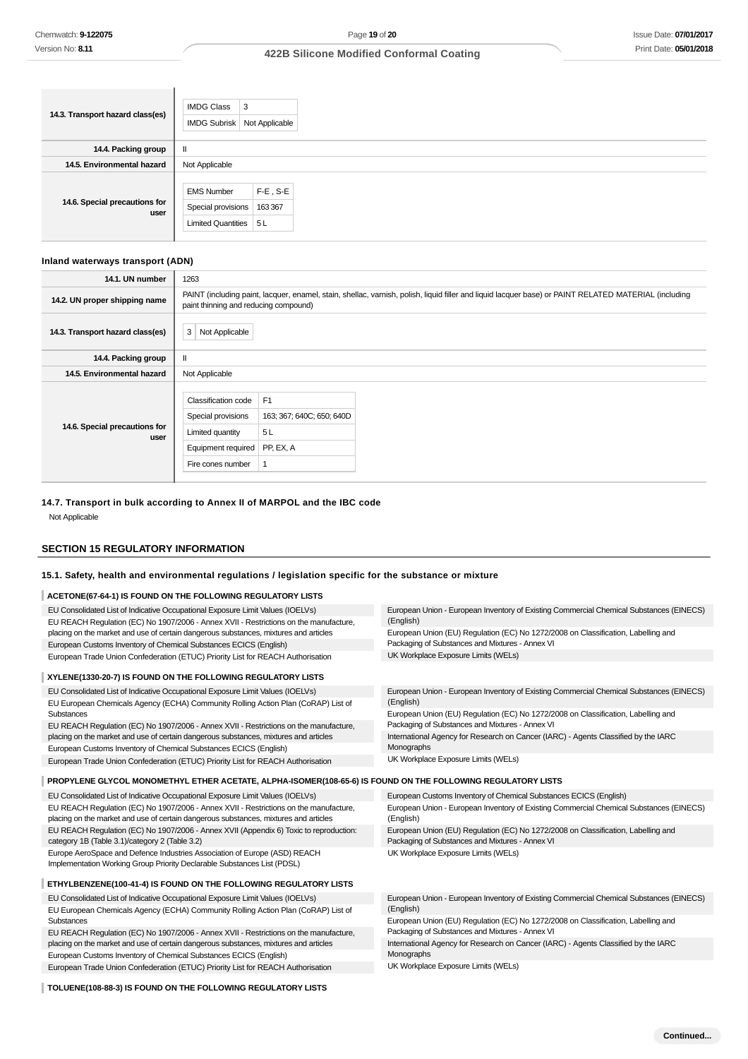| | |
|---|---|
| **14.3. Transport hazard class(es)** | IMDG Class: 3<br>IMDG Subrisk: Not Applicable |
| **14.4. Packing group** | II |
| **14.5. Environmental hazard** | Not Applicable |
| **14.6. Special precautions for user** | EMS Number: F-E , S-E<br>Special provisions: 163 367<br>Limited Quantities: 5 L |

**Inland waterways transport (ADN)**

| | |
|---|---|
| **14.1. UN number** | 1263 |
| **14.2. UN proper shipping name** | PAINT (including paint, lacquer, enamel, stain, shellac, varnish, polish, liquid filler and liquid lacquer base) or PAINT RELATED MATERIAL (including paint thinning and reducing compound) |
| **14.3. Transport hazard class(es)** | 3 \| Not Applicable |
| **14.4. Packing group** | II |
| **14.5. Environmental hazard** | Not Applicable |
| **14.6. Special precautions for user** | Classification code: F1<br>Special provisions: 163; 367; 640C; 650; 640D<br>Limited quantity: 5 L<br>Equipment required: PP, EX, A<br>Fire cones number: 1 |

**14.7. Transport in bulk according to Annex II of MARPOL and the IBC code**

Not Applicable

## SECTION 15 REGULATORY INFORMATION

**15.1. Safety, health and environmental regulations / legislation specific for the substance or mixture**

**ACETONE(67-64-1) IS FOUND ON THE FOLLOWING REGULATORY LISTS**

- EU Consolidated List of Indicative Occupational Exposure Limit Values (IOELVs)
- EU REACH Regulation (EC) No 1907/2006 - Annex XVII - Restrictions on the manufacture, placing on the market and use of certain dangerous substances, mixtures and articles
- European Customs Inventory of Chemical Substances ECICS (English)
- European Trade Union Confederation (ETUC) Priority List for REACH Authorisation
- European Union - European Inventory of Existing Commercial Chemical Substances (EINECS) (English)
- European Union (EU) Regulation (EC) No 1272/2008 on Classification, Labelling and Packaging of Substances and Mixtures - Annex VI
- UK Workplace Exposure Limits (WELs)

**XYLENE(1330-20-7) IS FOUND ON THE FOLLOWING REGULATORY LISTS**

- EU Consolidated List of Indicative Occupational Exposure Limit Values (IOELVs)
- EU European Chemicals Agency (ECHA) Community Rolling Action Plan (CoRAP) List of Substances
- EU REACH Regulation (EC) No 1907/2006 - Annex XVII - Restrictions on the manufacture, placing on the market and use of certain dangerous substances, mixtures and articles
- European Customs Inventory of Chemical Substances ECICS (English)
- European Trade Union Confederation (ETUC) Priority List for REACH Authorisation
- European Union - European Inventory of Existing Commercial Chemical Substances (EINECS) (English)
- European Union (EU) Regulation (EC) No 1272/2008 on Classification, Labelling and Packaging of Substances and Mixtures - Annex VI
- International Agency for Research on Cancer (IARC) - Agents Classified by the IARC Monographs
- UK Workplace Exposure Limits (WELs)

**PROPYLENE GLYCOL MONOMETHYL ETHER ACETATE, ALPHA-ISOMER(108-65-6) IS FOUND ON THE FOLLOWING REGULATORY LISTS**

- EU Consolidated List of Indicative Occupational Exposure Limit Values (IOELVs)
- EU REACH Regulation (EC) No 1907/2006 - Annex XVII - Restrictions on the manufacture, placing on the market and use of certain dangerous substances, mixtures and articles
- EU REACH Regulation (EC) No 1907/2006 - Annex XVII (Appendix 6) Toxic to reproduction: category 1B (Table 3.1)/category 2 (Table 3.2)
- Europe AeroSpace and Defence Industries Association of Europe (ASD) REACH Implementation Working Group Priority Declarable Substances List (PDSL)
- European Customs Inventory of Chemical Substances ECICS (English)
- European Union - European Inventory of Existing Commercial Chemical Substances (EINECS) (English)
- European Union (EU) Regulation (EC) No 1272/2008 on Classification, Labelling and Packaging of Substances and Mixtures - Annex VI
- UK Workplace Exposure Limits (WELs)

**ETHYLBENZENE(100-41-4) IS FOUND ON THE FOLLOWING REGULATORY LISTS**

- EU Consolidated List of Indicative Occupational Exposure Limit Values (IOELVs)
- EU European Chemicals Agency (ECHA) Community Rolling Action Plan (CoRAP) List of Substances
- EU REACH Regulation (EC) No 1907/2006 - Annex XVII - Restrictions on the manufacture, placing on the market and use of certain dangerous substances, mixtures and articles
- European Customs Inventory of Chemical Substances ECICS (English)
- European Trade Union Confederation (ETUC) Priority List for REACH Authorisation
- European Union - European Inventory of Existing Commercial Chemical Substances (EINECS) (English)
- European Union (EU) Regulation (EC) No 1272/2008 on Classification, Labelling and Packaging of Substances and Mixtures - Annex VI
- International Agency for Research on Cancer (IARC) - Agents Classified by the IARC Monographs
- UK Workplace Exposure Limits (WELs)

**TOLUENE(108-88-3) IS FOUND ON THE FOLLOWING REGULATORY LISTS**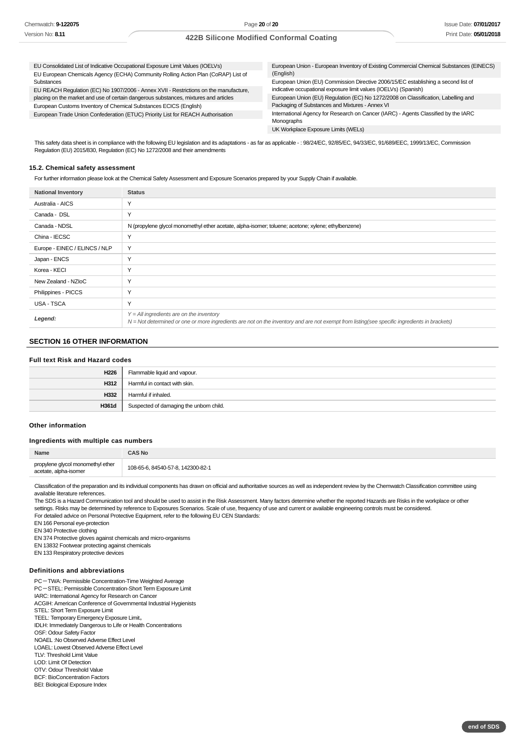| | |
|---|---|
| EU Consolidated List of Indicative Occupational Exposure Limit Values (IOELVs) | European Union - European Inventory of Existing Commercial Chemical Substances (EINECS) (English) |
| EU European Chemicals Agency (ECHA) Community Rolling Action Plan (CoRAP) List of Substances | European Union (EU) Commission Directive 2006/15/EC establishing a second list of indicative occupational exposure limit values (IOELVs) (Spanish) |
| EU REACH Regulation (EC) No 1907/2006 - Annex XVII - Restrictions on the manufacture, placing on the market and use of certain dangerous substances, mixtures and articles | European Union (EU) Regulation (EC) No 1272/2008 on Classification, Labelling and Packaging of Substances and Mixtures - Annex VI |
| European Customs Inventory of Chemical Substances ECICS (English) | International Agency for Research on Cancer (IARC) - Agents Classified by the IARC Monographs |
| European Trade Union Confederation (ETUC) Priority List for REACH Authorisation | UK Workplace Exposure Limits (WELs) |

This safety data sheet is in compliance with the following EU legislation and its adaptations - as far as applicable - : 98/24/EC, 92/85/EC, 94/33/EC, 91/689/EEC, 1999/13/EC, Commission Regulation (EU) 2015/830, Regulation (EC) No 1272/2008 and their amendments

### 15.2. Chemical safety assessment

For further information please look at the Chemical Safety Assessment and Exposure Scenarios prepared by your Supply Chain if available.

| National Inventory | Status |
|---|---|
| Australia - AICS | Y |
| Canada - DSL | Y |
| Canada - NDSL | N (propylene glycol monomethyl ether acetate, alpha-isomer; toluene; acetone; xylene; ethylbenzene) |
| China - IECSC | Y |
| Europe - EINEC / ELINCS / NLP | Y |
| Japan - ENCS | Y |
| Korea - KECI | Y |
| New Zealand - NZIoC | Y |
| Philippines - PICCS | Y |
| USA - TSCA | Y |
| ***Legend:*** | *Y = All ingredients are on the inventory*<br>*N = Not determined or one or more ingredients are not on the inventory and are not exempt from listing(see specific ingredients in brackets)* |

## SECTION 16 OTHER INFORMATION

### Full text Risk and Hazard codes

| | |
|---|---|
| **H226** | Flammable liquid and vapour. |
| **H312** | Harmful in contact with skin. |
| **H332** | Harmful if inhaled. |
| **H361d** | Suspected of damaging the unborn child. |

### Other information

### Ingredients with multiple cas numbers

| Name | CAS No |
|---|---|
| propylene glycol monomethyl ether acetate, alpha-isomer | 108-65-6, 84540-57-8, 142300-82-1 |

Classification of the preparation and its individual components has drawn on official and authoritative sources as well as independent review by the Chemwatch Classification committee using available literature references.

The SDS is a Hazard Communication tool and should be used to assist in the Risk Assessment. Many factors determine whether the reported Hazards are Risks in the workplace or other settings. Risks may be determined by reference to Exposures Scenarios. Scale of use, frequency of use and current or available engineering controls must be considered.

For detailed advice on Personal Protective Equipment, refer to the following EU CEN Standards:

EN 166 Personal eye-protection

EN 340 Protective clothing

EN 374 Protective gloves against chemicals and micro-organisms

EN 13832 Footwear protecting against chemicals

EN 133 Respiratory protective devices

### Definitions and abbreviations

PC－TWA: Permissible Concentration-Time Weighted Average

PC－STEL: Permissible Concentration-Short Term Exposure Limit

IARC: International Agency for Research on Cancer

ACGIH: American Conference of Governmental Industrial Hygienists

STEL: Short Term Exposure Limit

TEEL: Temporary Emergency Exposure Limit。

IDLH: Immediately Dangerous to Life or Health Concentrations

OSF: Odour Safety Factor

NOAEL :No Observed Adverse Effect Level

LOAEL: Lowest Observed Adverse Effect Level

TLV: Threshold Limit Value

LOD: Limit Of Detection

OTV: Odour Threshold Value

BCF: BioConcentration Factors

BEI: Biological Exposure Index

**end of SDS**